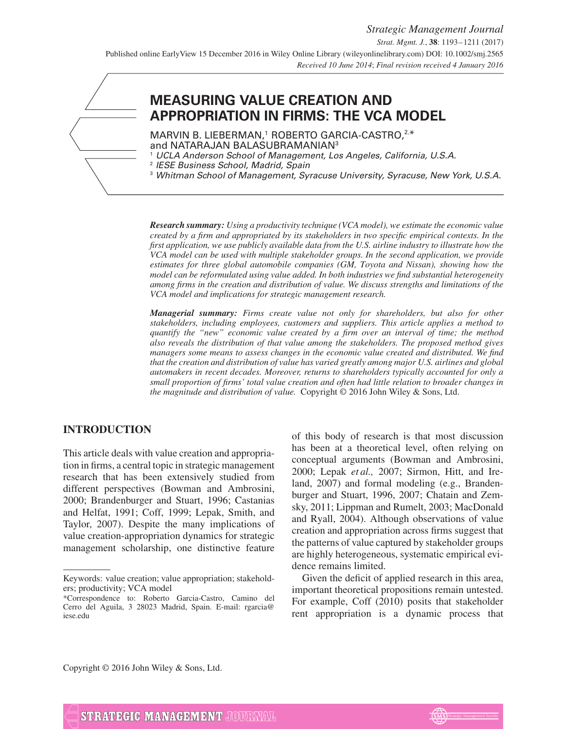# MEASURING VALUE CREATION AND APPROPRIATION IN FIRMS: THE VCA MODEL

MARVIN B. LIEBERMAN,[1] ROBERTO GARCIA-CASTRO,[2,*] and NATARAJAN BALASUBRAMANIAN[3]

[1] *UCLA Anderson School of Management, Los Angeles, California, U.S.A.*
[2] *IESE Business School, Madrid, Spain*
[3] *Whitman School of Management, Syracuse University, Syracuse, New York, U.S.A.*

***Research summary:*** *Using a productivity technique (VCA model), we estimate the economic value created by a firm and appropriated by its stakeholders in two specific empirical contexts. In the first application, we use publicly available data from the U.S. airline industry to illustrate how the VCA model can be used with multiple stakeholder groups. In the second application, we provide estimates for three global automobile companies (GM, Toyota and Nissan), showing how the model can be reformulated using value added. In both industries we find substantial heterogeneity among firms in the creation and distribution of value. We discuss strengths and limitations of the VCA model and implications for strategic management research.*

***Managerial summary:*** *Firms create value not only for shareholders, but also for other stakeholders, including employees, customers and suppliers. This article applies a method to quantify the "new" economic value created by a firm over an interval of time; the method also reveals the distribution of that value among the stakeholders. The proposed method gives managers some means to assess changes in the economic value created and distributed. We find that the creation and distribution of value has varied greatly among major U.S. airlines and global automakers in recent decades. Moreover, returns to shareholders typically accounted for only a small proportion of firms' total value creation and often had little relation to broader changes in the magnitude and distribution of value.* Copyright © 2016 John Wiley & Sons, Ltd.

## INTRODUCTION

This article deals with value creation and appropriation in firms, a central topic in strategic management research that has been extensively studied from different perspectives (Bowman and Ambrosini, 2000; Brandenburger and Stuart, 1996; Castanias and Helfat, 1991; Coff, 1999; Lepak, Smith, and Taylor, 2007). Despite the many implications of value creation-appropriation dynamics for strategic management scholarship, one distinctive feature of this body of research is that most discussion has been at a theoretical level, often relying on conceptual arguments (Bowman and Ambrosini, 2000; Lepak *et al.,* 2007; Sirmon, Hitt, and Ireland, 2007) and formal modeling (e.g., Brandenburger and Stuart, 1996, 2007; Chatain and Zemsky, 2011; Lippman and Rumelt, 2003; MacDonald and Ryall, 2004). Although observations of value creation and appropriation across firms suggest that the patterns of value captured by stakeholder groups are highly heterogeneous, systematic empirical evidence remains limited.

Given the deficit of applied research in this area, important theoretical propositions remain untested. For example, Coff (2010) posits that stakeholder rent appropriation is a dynamic process that

---

Keywords: value creation; value appropriation; stakeholders; productivity; VCA model

*Correspondence to: Roberto Garcia-Castro, Camino del Cerro del Aguila, 3 28023 Madrid, Spain. E-mail: rgarcia@iese.edu

Copyright © 2016 John Wiley & Sons, Ltd.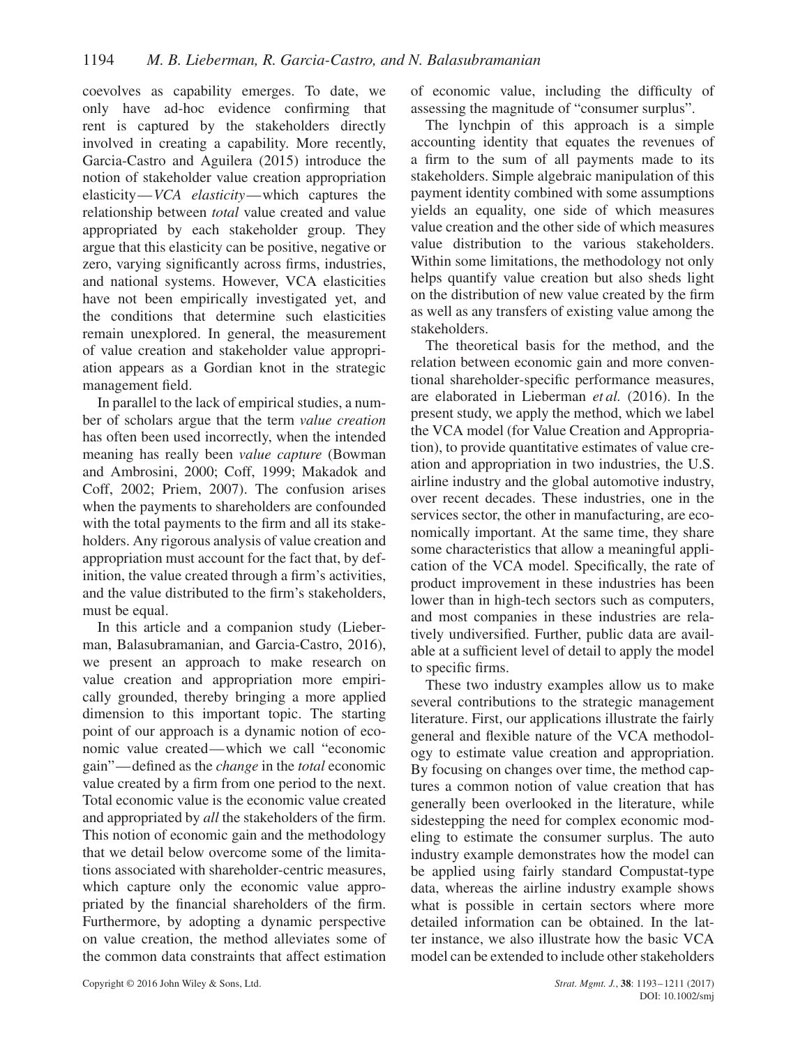coevolves as capability emerges. To date, we only have ad-hoc evidence confirming that rent is captured by the stakeholders directly involved in creating a capability. More recently, Garcia-Castro and Aguilera (2015) introduce the notion of stakeholder value creation appropriation elasticity—*VCA elasticity*—which captures the relationship between *total* value created and value appropriated by each stakeholder group. They argue that this elasticity can be positive, negative or zero, varying significantly across firms, industries, and national systems. However, VCA elasticities have not been empirically investigated yet, and the conditions that determine such elasticities remain unexplored. In general, the measurement of value creation and stakeholder value appropriation appears as a Gordian knot in the strategic management field.

In parallel to the lack of empirical studies, a number of scholars argue that the term *value creation* has often been used incorrectly, when the intended meaning has really been *value capture* (Bowman and Ambrosini, 2000; Coff, 1999; Makadok and Coff, 2002; Priem, 2007). The confusion arises when the payments to shareholders are confounded with the total payments to the firm and all its stakeholders. Any rigorous analysis of value creation and appropriation must account for the fact that, by definition, the value created through a firm's activities, and the value distributed to the firm's stakeholders, must be equal.

In this article and a companion study (Lieberman, Balasubramanian, and Garcia-Castro, 2016), we present an approach to make research on value creation and appropriation more empirically grounded, thereby bringing a more applied dimension to this important topic. The starting point of our approach is a dynamic notion of economic value created—which we call "economic gain"—defined as the *change* in the *total* economic value created by a firm from one period to the next. Total economic value is the economic value created and appropriated by *all* the stakeholders of the firm. This notion of economic gain and the methodology that we detail below overcome some of the limitations associated with shareholder-centric measures, which capture only the economic value appropriated by the financial shareholders of the firm. Furthermore, by adopting a dynamic perspective on value creation, the method alleviates some of the common data constraints that affect estimation of economic value, including the difficulty of assessing the magnitude of "consumer surplus".

The lynchpin of this approach is a simple accounting identity that equates the revenues of a firm to the sum of all payments made to its stakeholders. Simple algebraic manipulation of this payment identity combined with some assumptions yields an equality, one side of which measures value creation and the other side of which measures value distribution to the various stakeholders. Within some limitations, the methodology not only helps quantify value creation but also sheds light on the distribution of new value created by the firm as well as any transfers of existing value among the stakeholders.

The theoretical basis for the method, and the relation between economic gain and more conventional shareholder-specific performance measures, are elaborated in Lieberman *et al.* (2016). In the present study, we apply the method, which we label the VCA model (for Value Creation and Appropriation), to provide quantitative estimates of value creation and appropriation in two industries, the U.S. airline industry and the global automotive industry, over recent decades. These industries, one in the services sector, the other in manufacturing, are economically important. At the same time, they share some characteristics that allow a meaningful application of the VCA model. Specifically, the rate of product improvement in these industries has been lower than in high-tech sectors such as computers, and most companies in these industries are relatively undiversified. Further, public data are available at a sufficient level of detail to apply the model to specific firms.

These two industry examples allow us to make several contributions to the strategic management literature. First, our applications illustrate the fairly general and flexible nature of the VCA methodology to estimate value creation and appropriation. By focusing on changes over time, the method captures a common notion of value creation that has generally been overlooked in the literature, while sidestepping the need for complex economic modeling to estimate the consumer surplus. The auto industry example demonstrates how the model can be applied using fairly standard Compustat-type data, whereas the airline industry example shows what is possible in certain sectors where more detailed information can be obtained. In the latter instance, we also illustrate how the basic VCA model can be extended to include other stakeholders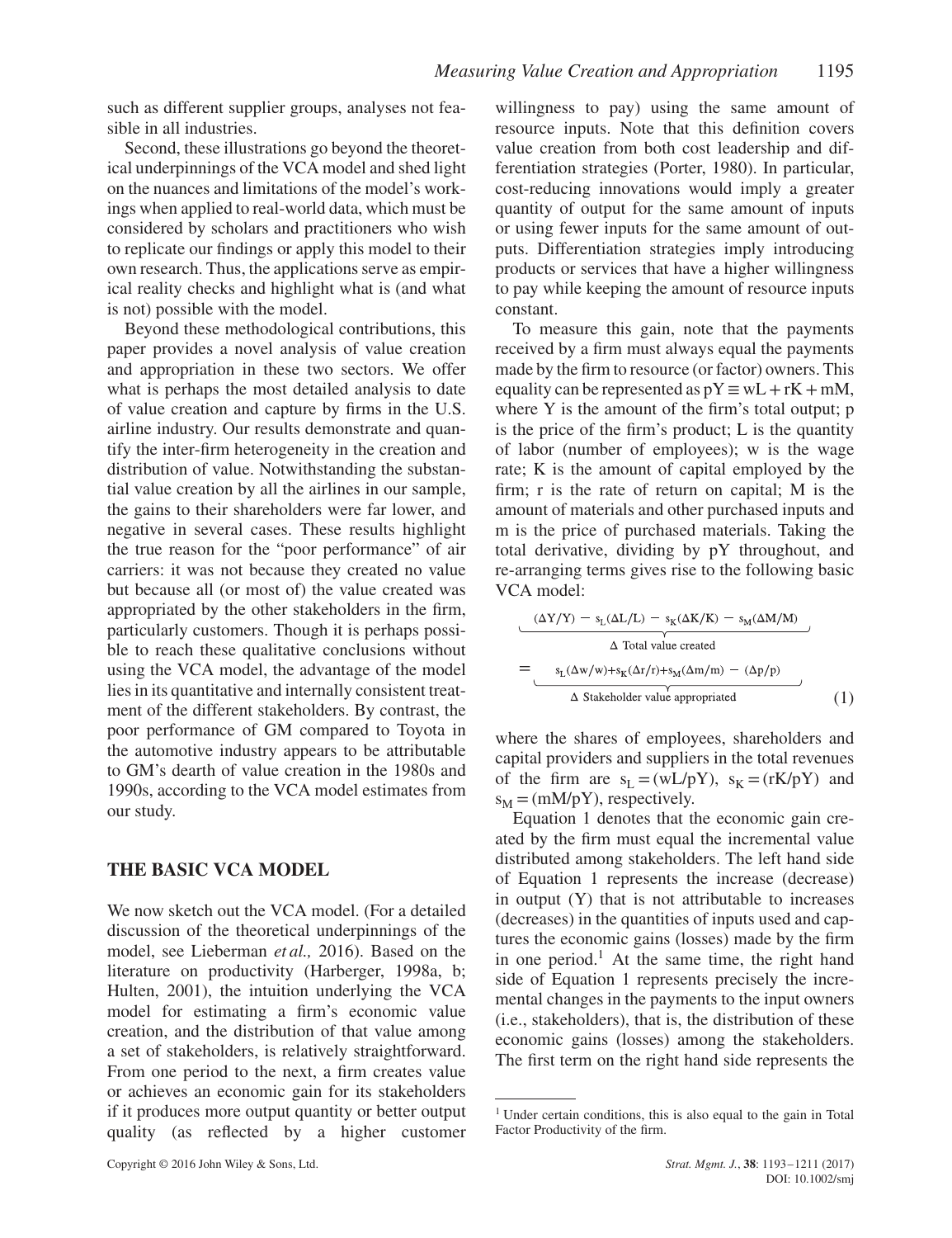such as different supplier groups, analyses not feasible in all industries.

Second, these illustrations go beyond the theoretical underpinnings of the VCA model and shed light on the nuances and limitations of the model's workings when applied to real-world data, which must be considered by scholars and practitioners who wish to replicate our findings or apply this model to their own research. Thus, the applications serve as empirical reality checks and highlight what is (and what is not) possible with the model.

Beyond these methodological contributions, this paper provides a novel analysis of value creation and appropriation in these two sectors. We offer what is perhaps the most detailed analysis to date of value creation and capture by firms in the U.S. airline industry. Our results demonstrate and quantify the inter-firm heterogeneity in the creation and distribution of value. Notwithstanding the substantial value creation by all the airlines in our sample, the gains to their shareholders were far lower, and negative in several cases. These results highlight the true reason for the "poor performance" of air carriers: it was not because they created no value but because all (or most of) the value created was appropriated by the other stakeholders in the firm, particularly customers. Though it is perhaps possible to reach these qualitative conclusions without using the VCA model, the advantage of the model lies in its quantitative and internally consistent treatment of the different stakeholders. By contrast, the poor performance of GM compared to Toyota in the automotive industry appears to be attributable to GM's dearth of value creation in the 1980s and 1990s, according to the VCA model estimates from our study.

## THE BASIC VCA MODEL

We now sketch out the VCA model. (For a detailed discussion of the theoretical underpinnings of the model, see Lieberman *et al.,* 2016). Based on the literature on productivity (Harberger, 1998a, b; Hulten, 2001), the intuition underlying the VCA model for estimating a firm's economic value creation, and the distribution of that value among a set of stakeholders, is relatively straightforward. From one period to the next, a firm creates value or achieves an economic gain for its stakeholders if it produces more output quantity or better output quality (as reflected by a higher customer willingness to pay) using the same amount of resource inputs. Note that this definition covers value creation from both cost leadership and differentiation strategies (Porter, 1980). In particular, cost-reducing innovations would imply a greater quantity of output for the same amount of inputs or using fewer inputs for the same amount of outputs. Differentiation strategies imply introducing products or services that have a higher willingness to pay while keeping the amount of resource inputs constant.

To measure this gain, note that the payments received by a firm must always equal the payments made by the firm to resource (or factor) owners. This equality can be represented as $pY \equiv wL + rK + mM$, where Y is the amount of the firm's total output; p is the price of the firm's product; L is the quantity of labor (number of employees); w is the wage rate; K is the amount of capital employed by the firm; r is the rate of return on capital; M is the amount of materials and other purchased inputs and m is the price of purchased materials. Taking the total derivative, dividing by pY throughout, and re-arranging terms gives rise to the following basic VCA model:

$$\underbrace{(\Delta Y/Y) - s_L(\Delta L/L) - s_K(\Delta K/K) - s_M(\Delta M/M)}_{\Delta \text{ Total value created}} = \underbrace{s_L(\Delta w/w) + s_K(\Delta r/r) + s_M(\Delta m/m) - (\Delta p/p)}_{\Delta \text{ Stakeholder value appropriated}} \quad (1)$$

where the shares of employees, shareholders and capital providers and suppliers in the total revenues of the firm are $s_L = (wL/pY)$, $s_K = (rK/pY)$ and $s_M = (mM/pY)$, respectively.

Equation 1 denotes that the economic gain created by the firm must equal the incremental value distributed among stakeholders. The left hand side of Equation 1 represents the increase (decrease) in output (Y) that is not attributable to increases (decreases) in the quantities of inputs used and captures the economic gains (losses) made by the firm in one period.[1] At the same time, the right hand side of Equation 1 represents precisely the incremental changes in the payments to the input owners (i.e., stakeholders), that is, the distribution of these economic gains (losses) among the stakeholders. The first term on the right hand side represents the

[1] Under certain conditions, this is also equal to the gain in Total Factor Productivity of the firm.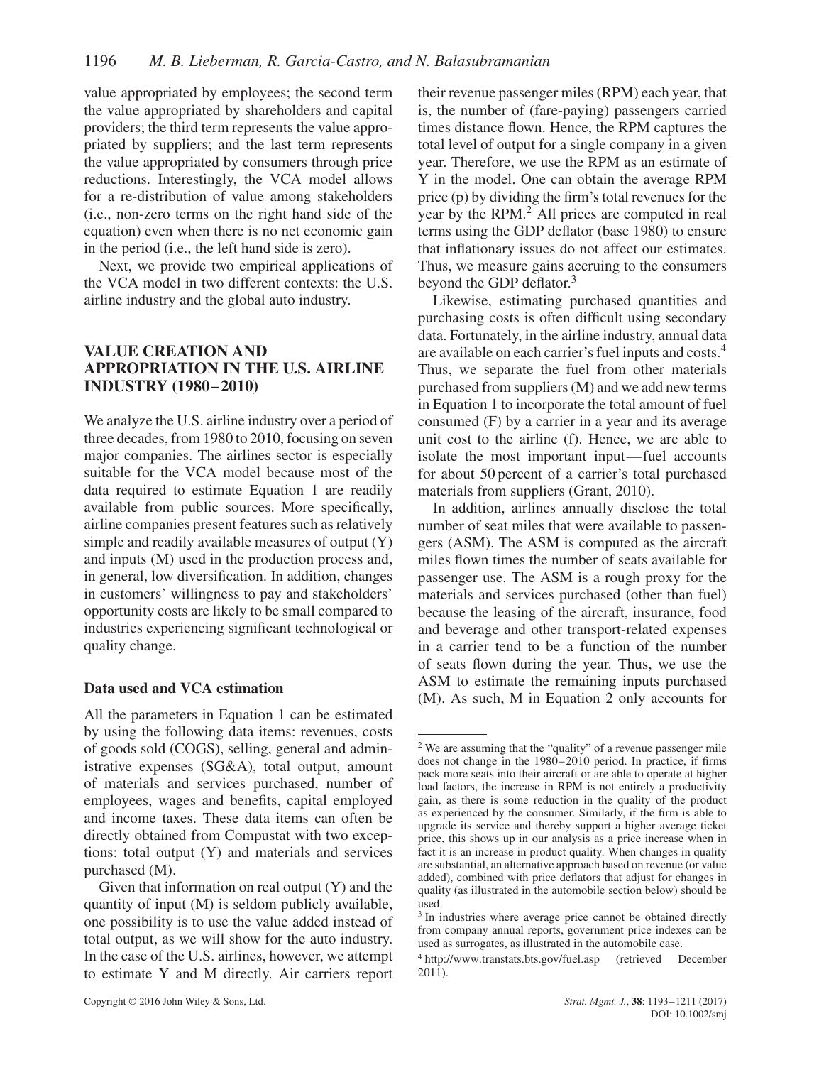value appropriated by employees; the second term the value appropriated by shareholders and capital providers; the third term represents the value appropriated by suppliers; and the last term represents the value appropriated by consumers through price reductions. Interestingly, the VCA model allows for a re-distribution of value among stakeholders (i.e., non-zero terms on the right hand side of the equation) even when there is no net economic gain in the period (i.e., the left hand side is zero).

Next, we provide two empirical applications of the VCA model in two different contexts: the U.S. airline industry and the global auto industry.

## VALUE CREATION AND APPROPRIATION IN THE U.S. AIRLINE INDUSTRY (1980–2010)

We analyze the U.S. airline industry over a period of three decades, from 1980 to 2010, focusing on seven major companies. The airlines sector is especially suitable for the VCA model because most of the data required to estimate Equation 1 are readily available from public sources. More specifically, airline companies present features such as relatively simple and readily available measures of output (Y) and inputs (M) used in the production process and, in general, low diversification. In addition, changes in customers' willingness to pay and stakeholders' opportunity costs are likely to be small compared to industries experiencing significant technological or quality change.

### Data used and VCA estimation

All the parameters in Equation 1 can be estimated by using the following data items: revenues, costs of goods sold (COGS), selling, general and administrative expenses (SG&A), total output, amount of materials and services purchased, number of employees, wages and benefits, capital employed and income taxes. These data items can often be directly obtained from Compustat with two exceptions: total output (Y) and materials and services purchased (M).

Given that information on real output (Y) and the quantity of input (M) is seldom publicly available, one possibility is to use the value added instead of total output, as we will show for the auto industry. In the case of the U.S. airlines, however, we attempt to estimate Y and M directly. Air carriers report their revenue passenger miles (RPM) each year, that is, the number of (fare-paying) passengers carried times distance flown. Hence, the RPM captures the total level of output for a single company in a given year. Therefore, we use the RPM as an estimate of Y in the model. One can obtain the average RPM price (p) by dividing the firm's total revenues for the year by the RPM.[2] All prices are computed in real terms using the GDP deflator (base 1980) to ensure that inflationary issues do not affect our estimates. Thus, we measure gains accruing to the consumers beyond the GDP deflator.[3]

Likewise, estimating purchased quantities and purchasing costs is often difficult using secondary data. Fortunately, in the airline industry, annual data are available on each carrier's fuel inputs and costs.[4] Thus, we separate the fuel from other materials purchased from suppliers (M) and we add new terms in Equation 1 to incorporate the total amount of fuel consumed (F) by a carrier in a year and its average unit cost to the airline (f). Hence, we are able to isolate the most important input—fuel accounts for about 50 percent of a carrier's total purchased materials from suppliers (Grant, 2010).

In addition, airlines annually disclose the total number of seat miles that were available to passengers (ASM). The ASM is computed as the aircraft miles flown times the number of seats available for passenger use. The ASM is a rough proxy for the materials and services purchased (other than fuel) because the leasing of the aircraft, insurance, food and beverage and other transport-related expenses in a carrier tend to be a function of the number of seats flown during the year. Thus, we use the ASM to estimate the remaining inputs purchased (M). As such, M in Equation 2 only accounts for

---

[2] We are assuming that the "quality" of a revenue passenger mile does not change in the 1980–2010 period. In practice, if firms pack more seats into their aircraft or are able to operate at higher load factors, the increase in RPM is not entirely a productivity gain, as there is some reduction in the quality of the product as experienced by the consumer. Similarly, if the firm is able to upgrade its service and thereby support a higher average ticket price, this shows up in our analysis as a price increase when in fact it is an increase in product quality. When changes in quality are substantial, an alternative approach based on revenue (or value added), combined with price deflators that adjust for changes in quality (as illustrated in the automobile section below) should be used.

[3] In industries where average price cannot be obtained directly from company annual reports, government price indexes can be used as surrogates, as illustrated in the automobile case.

[4] http://www.transtats.bts.gov/fuel.asp (retrieved December 2011).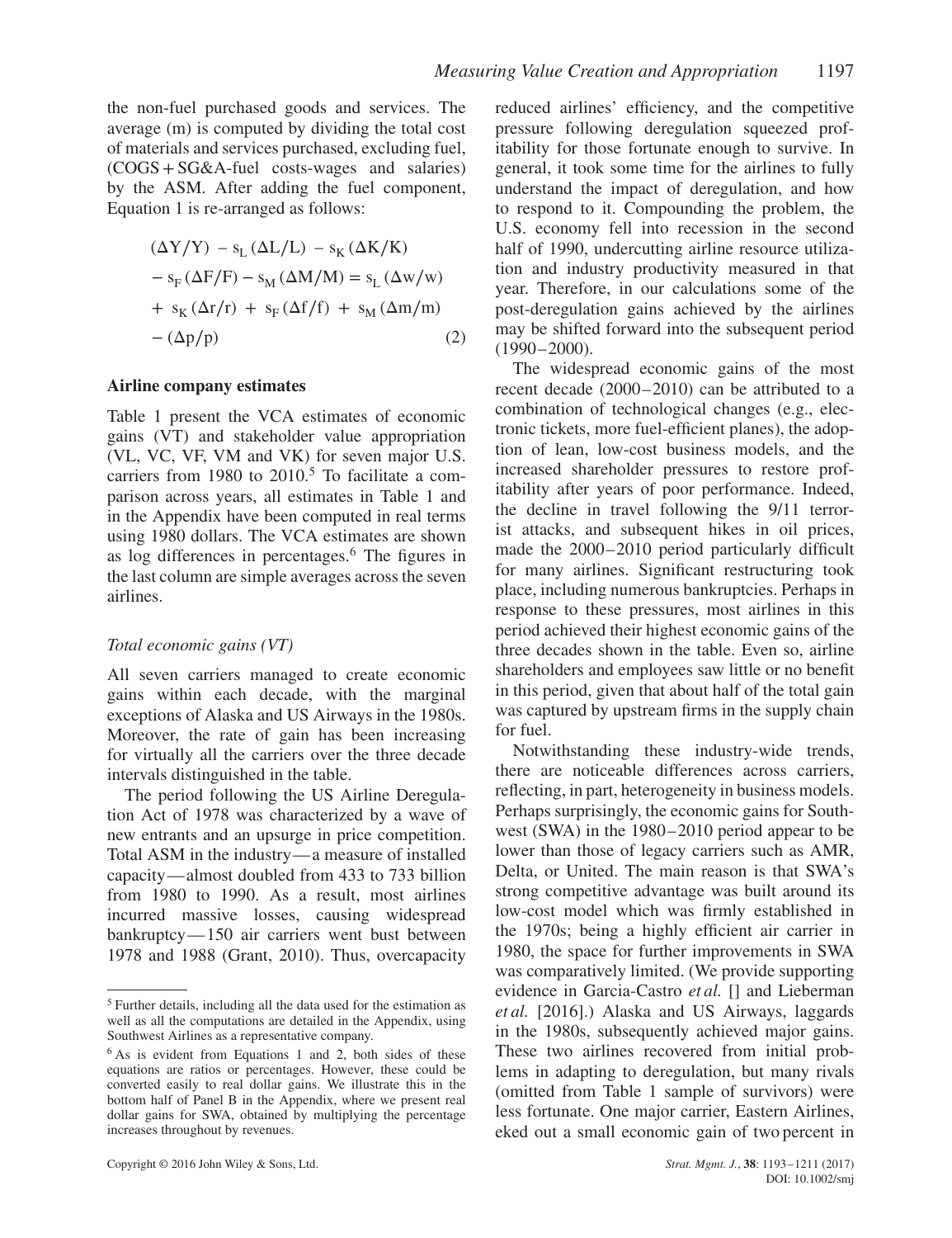the non-fuel purchased goods and services. The average (m) is computed by dividing the total cost of materials and services purchased, excluding fuel, (COGS + SG&A-fuel costs-wages and salaries) by the ASM. After adding the fuel component, Equation 1 is re-arranged as follows:

$$(\Delta Y/Y) - s_L(\Delta L/L) - s_K(\Delta K/K) - s_F(\Delta F/F) - s_M(\Delta M/M) = s_L(\Delta w/w) + s_K(\Delta r/r) + s_F(\Delta f/f) + s_M(\Delta m/m) - (\Delta p/p) \quad (2)$$

**Airline company estimates**

Table 1 present the VCA estimates of economic gains (VT) and stakeholder value appropriation (VL, VC, VF, VM and VK) for seven major U.S. carriers from 1980 to 2010.[5] To facilitate a comparison across years, all estimates in Table 1 and in the Appendix have been computed in real terms using 1980 dollars. The VCA estimates are shown as log differences in percentages.[6] The figures in the last column are simple averages across the seven airlines.

*Total economic gains (VT)*

All seven carriers managed to create economic gains within each decade, with the marginal exceptions of Alaska and US Airways in the 1980s. Moreover, the rate of gain has been increasing for virtually all the carriers over the three decade intervals distinguished in the table.

The period following the US Airline Deregulation Act of 1978 was characterized by a wave of new entrants and an upsurge in price competition. Total ASM in the industry—a measure of installed capacity—almost doubled from 433 to 733 billion from 1980 to 1990. As a result, most airlines incurred massive losses, causing widespread bankruptcy—150 air carriers went bust between 1978 and 1988 (Grant, 2010). Thus, overcapacity reduced airlines' efficiency, and the competitive pressure following deregulation squeezed profitability for those fortunate enough to survive. In general, it took some time for the airlines to fully understand the impact of deregulation, and how to respond to it. Compounding the problem, the U.S. economy fell into recession in the second half of 1990, undercutting airline resource utilization and industry productivity measured in that year. Therefore, in our calculations some of the post-deregulation gains achieved by the airlines may be shifted forward into the subsequent period (1990–2000).

The widespread economic gains of the most recent decade (2000–2010) can be attributed to a combination of technological changes (e.g., electronic tickets, more fuel-efficient planes), the adoption of lean, low-cost business models, and the increased shareholder pressures to restore profitability after years of poor performance. Indeed, the decline in travel following the 9/11 terrorist attacks, and subsequent hikes in oil prices, made the 2000–2010 period particularly difficult for many airlines. Significant restructuring took place, including numerous bankruptcies. Perhaps in response to these pressures, most airlines in this period achieved their highest economic gains of the three decades shown in the table. Even so, airline shareholders and employees saw little or no benefit in this period, given that about half of the total gain was captured by upstream firms in the supply chain for fuel.

Notwithstanding these industry-wide trends, there are noticeable differences across carriers, reflecting, in part, heterogeneity in business models. Perhaps surprisingly, the economic gains for Southwest (SWA) in the 1980–2010 period appear to be lower than those of legacy carriers such as AMR, Delta, or United. The main reason is that SWA's strong competitive advantage was built around its low-cost model which was firmly established in the 1970s; being a highly efficient air carrier in 1980, the space for further improvements in SWA was comparatively limited. (We provide supporting evidence in Garcia-Castro *et al.* [] and Lieberman *et al.* [2016].) Alaska and US Airways, laggards in the 1980s, subsequently achieved major gains. These two airlines recovered from initial problems in adapting to deregulation, but many rivals (omitted from Table 1 sample of survivors) were less fortunate. One major carrier, Eastern Airlines, eked out a small economic gain of two percent in

[5] Further details, including all the data used for the estimation as well as all the computations are detailed in the Appendix, using Southwest Airlines as a representative company.

[6] As is evident from Equations 1 and 2, both sides of these equations are ratios or percentages. However, these could be converted easily to real dollar gains. We illustrate this in the bottom half of Panel B in the Appendix, where we present real dollar gains for SWA, obtained by multiplying the percentage increases throughout by revenues.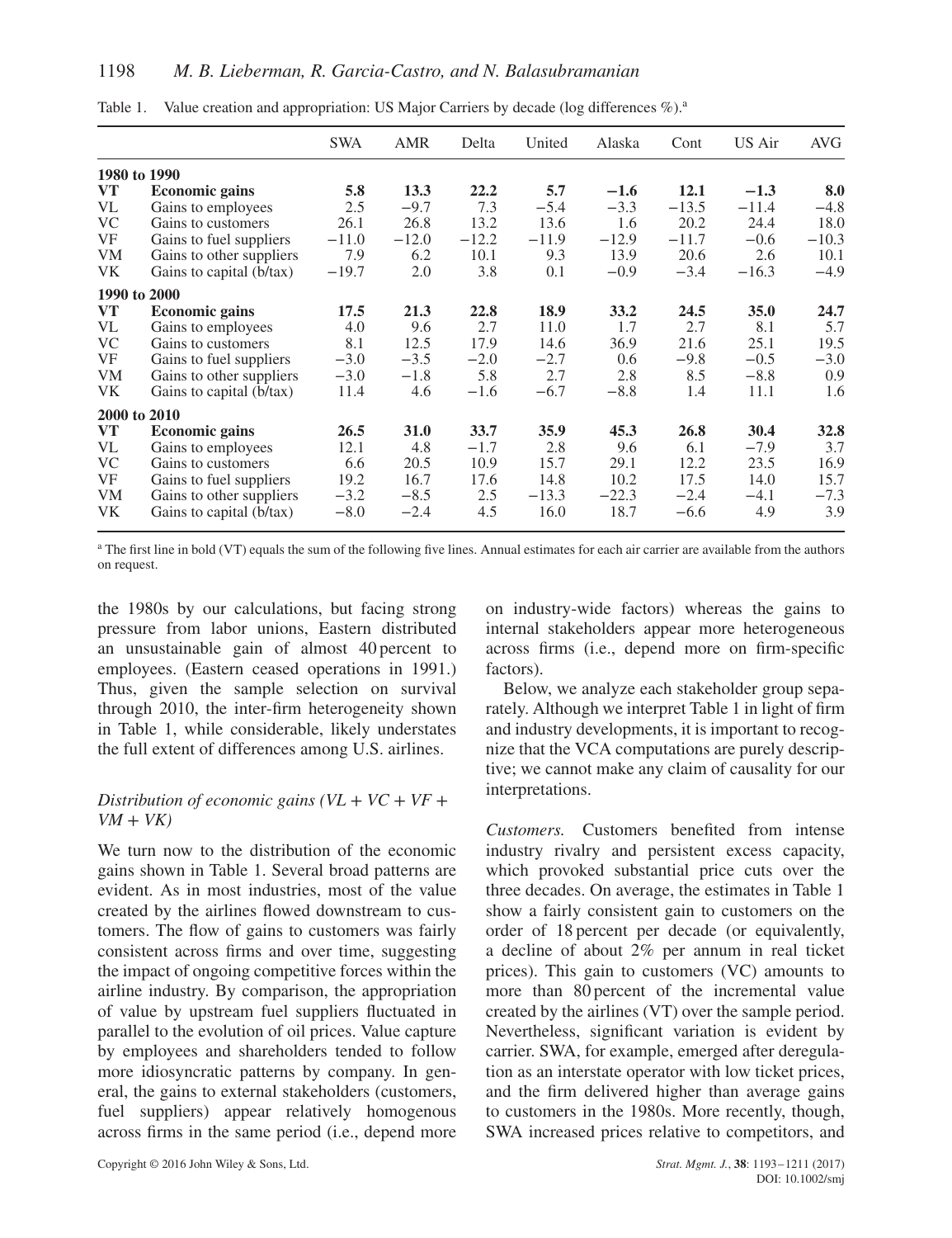Table 1. Value creation and appropriation: US Major Carriers by decade (log differences %).[a]

| | | SWA | AMR | Delta | United | Alaska | Cont | US Air | AVG |
|---|---|---|---|---|---|---|---|---|---|
| **1980 to 1990** | | | | | | | | | |
| **VT** | **Economic gains** | **5.8** | **13.3** | **22.2** | **5.7** | **−1.6** | **12.1** | **−1.3** | **8.0** |
| VL | Gains to employees | 2.5 | −9.7 | 7.3 | −5.4 | −3.3 | −13.5 | −11.4 | −4.8 |
| VC | Gains to customers | 26.1 | 26.8 | 13.2 | 13.6 | 1.6 | 20.2 | 24.4 | 18.0 |
| VF | Gains to fuel suppliers | −11.0 | −12.0 | −12.2 | −11.9 | −12.9 | −11.7 | −0.6 | −10.3 |
| VM | Gains to other suppliers | 7.9 | 6.2 | 10.1 | 9.3 | 13.9 | 20.6 | 2.6 | 10.1 |
| VK | Gains to capital (b/tax) | −19.7 | 2.0 | 3.8 | 0.1 | −0.9 | −3.4 | −16.3 | −4.9 |
| **1990 to 2000** | | | | | | | | | |
| **VT** | **Economic gains** | **17.5** | **21.3** | **22.8** | **18.9** | **33.2** | **24.5** | **35.0** | **24.7** |
| VL | Gains to employees | 4.0 | 9.6 | 2.7 | 11.0 | 1.7 | 2.7 | 8.1 | 5.7 |
| VC | Gains to customers | 8.1 | 12.5 | 17.9 | 14.6 | 36.9 | 21.6 | 25.1 | 19.5 |
| VF | Gains to fuel suppliers | −3.0 | −3.5 | −2.0 | −2.7 | 0.6 | −9.8 | −0.5 | −3.0 |
| VM | Gains to other suppliers | −3.0 | −1.8 | 5.8 | 2.7 | 2.8 | 8.5 | −8.8 | 0.9 |
| VK | Gains to capital (b/tax) | 11.4 | 4.6 | −1.6 | −6.7 | −8.8 | 1.4 | 11.1 | 1.6 |
| **2000 to 2010** | | | | | | | | | |
| **VT** | **Economic gains** | **26.5** | **31.0** | **33.7** | **35.9** | **45.3** | **26.8** | **30.4** | **32.8** |
| VL | Gains to employees | 12.1 | 4.8 | −1.7 | 2.8 | 9.6 | 6.1 | −7.9 | 3.7 |
| VC | Gains to customers | 6.6 | 20.5 | 10.9 | 15.7 | 29.1 | 12.2 | 23.5 | 16.9 |
| VF | Gains to fuel suppliers | 19.2 | 16.7 | 17.6 | 14.8 | 10.2 | 17.5 | 14.0 | 15.7 |
| VM | Gains to other suppliers | −3.2 | −8.5 | 2.5 | −13.3 | −22.3 | −2.4 | −4.1 | −7.3 |
| VK | Gains to capital (b/tax) | −8.0 | −2.4 | 4.5 | 16.0 | 18.7 | −6.6 | 4.9 | 3.9 |

[a] The first line in bold (VT) equals the sum of the following five lines. Annual estimates for each air carrier are available from the authors on request.

the 1980s by our calculations, but facing strong pressure from labor unions, Eastern distributed an unsustainable gain of almost 40 percent to employees. (Eastern ceased operations in 1991.) Thus, given the sample selection on survival through 2010, the inter-firm heterogeneity shown in Table 1, while considerable, likely understates the full extent of differences among U.S. airlines.

### *Distribution of economic gains (VL + VC + VF + VM + VK)*

We turn now to the distribution of the economic gains shown in Table 1. Several broad patterns are evident. As in most industries, most of the value created by the airlines flowed downstream to customers. The flow of gains to customers was fairly consistent across firms and over time, suggesting the impact of ongoing competitive forces within the airline industry. By comparison, the appropriation of value by upstream fuel suppliers fluctuated in parallel to the evolution of oil prices. Value capture by employees and shareholders tended to follow more idiosyncratic patterns by company. In general, the gains to external stakeholders (customers, fuel suppliers) appear relatively homogenous across firms in the same period (i.e., depend more on industry-wide factors) whereas the gains to internal stakeholders appear more heterogeneous across firms (i.e., depend more on firm-specific factors).

Below, we analyze each stakeholder group separately. Although we interpret Table 1 in light of firm and industry developments, it is important to recognize that the VCA computations are purely descriptive; we cannot make any claim of causality for our interpretations.

*Customers.* Customers benefited from intense industry rivalry and persistent excess capacity, which provoked substantial price cuts over the three decades. On average, the estimates in Table 1 show a fairly consistent gain to customers on the order of 18 percent per decade (or equivalently, a decline of about 2% per annum in real ticket prices). This gain to customers (VC) amounts to more than 80 percent of the incremental value created by the airlines (VT) over the sample period. Nevertheless, significant variation is evident by carrier. SWA, for example, emerged after deregulation as an interstate operator with low ticket prices, and the firm delivered higher than average gains to customers in the 1980s. More recently, though, SWA increased prices relative to competitors, and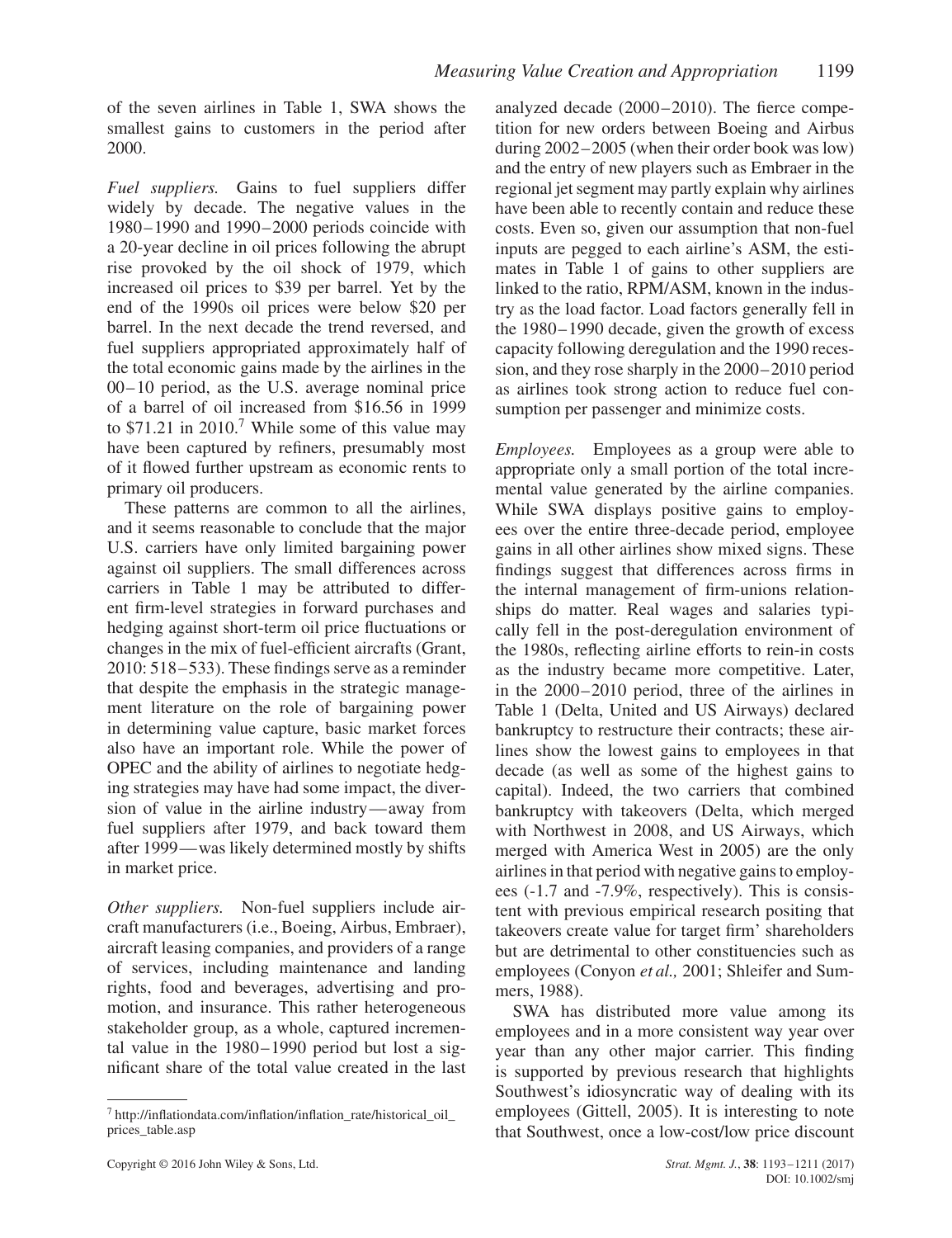of the seven airlines in Table 1, SWA shows the smallest gains to customers in the period after 2000.

*Fuel suppliers.* Gains to fuel suppliers differ widely by decade. The negative values in the 1980–1990 and 1990–2000 periods coincide with a 20-year decline in oil prices following the abrupt rise provoked by the oil shock of 1979, which increased oil prices to $39 per barrel. Yet by the end of the 1990s oil prices were below $20 per barrel. In the next decade the trend reversed, and fuel suppliers appropriated approximately half of the total economic gains made by the airlines in the 00–10 period, as the U.S. average nominal price of a barrel of oil increased from $16.56 in 1999 to $71.21 in 2010.[7] While some of this value may have been captured by refiners, presumably most of it flowed further upstream as economic rents to primary oil producers.

These patterns are common to all the airlines, and it seems reasonable to conclude that the major U.S. carriers have only limited bargaining power against oil suppliers. The small differences across carriers in Table 1 may be attributed to different firm-level strategies in forward purchases and hedging against short-term oil price fluctuations or changes in the mix of fuel-efficient aircrafts (Grant, 2010: 518–533). These findings serve as a reminder that despite the emphasis in the strategic management literature on the role of bargaining power in determining value capture, basic market forces also have an important role. While the power of OPEC and the ability of airlines to negotiate hedging strategies may have had some impact, the diversion of value in the airline industry—away from fuel suppliers after 1979, and back toward them after 1999—was likely determined mostly by shifts in market price.

*Other suppliers.* Non-fuel suppliers include aircraft manufacturers (i.e., Boeing, Airbus, Embraer), aircraft leasing companies, and providers of a range of services, including maintenance and landing rights, food and beverages, advertising and promotion, and insurance. This rather heterogeneous stakeholder group, as a whole, captured incremental value in the 1980–1990 period but lost a significant share of the total value created in the last analyzed decade (2000–2010). The fierce competition for new orders between Boeing and Airbus during 2002–2005 (when their order book was low) and the entry of new players such as Embraer in the regional jet segment may partly explain why airlines have been able to recently contain and reduce these costs. Even so, given our assumption that non-fuel inputs are pegged to each airline's ASM, the estimates in Table 1 of gains to other suppliers are linked to the ratio, RPM/ASM, known in the industry as the load factor. Load factors generally fell in the 1980–1990 decade, given the growth of excess capacity following deregulation and the 1990 recession, and they rose sharply in the 2000–2010 period as airlines took strong action to reduce fuel consumption per passenger and minimize costs.

*Employees.* Employees as a group were able to appropriate only a small portion of the total incremental value generated by the airline companies. While SWA displays positive gains to employees over the entire three-decade period, employee gains in all other airlines show mixed signs. These findings suggest that differences across firms in the internal management of firm-unions relationships do matter. Real wages and salaries typically fell in the post-deregulation environment of the 1980s, reflecting airline efforts to rein-in costs as the industry became more competitive. Later, in the 2000–2010 period, three of the airlines in Table 1 (Delta, United and US Airways) declared bankruptcy to restructure their contracts; these airlines show the lowest gains to employees in that decade (as well as some of the highest gains to capital). Indeed, the two carriers that combined bankruptcy with takeovers (Delta, which merged with Northwest in 2008, and US Airways, which merged with America West in 2005) are the only airlines in that period with negative gains to employees (-1.7 and -7.9%, respectively). This is consistent with previous empirical research positing that takeovers create value for target firm' shareholders but are detrimental to other constituencies such as employees (Conyon *et al.,* 2001; Shleifer and Summers, 1988).

SWA has distributed more value among its employees and in a more consistent way year over year than any other major carrier. This finding is supported by previous research that highlights Southwest's idiosyncratic way of dealing with its employees (Gittell, 2005). It is interesting to note that Southwest, once a low-cost/low price discount

[7] http://inflationdata.com/inflation/inflation_rate/historical_oil_prices_table.asp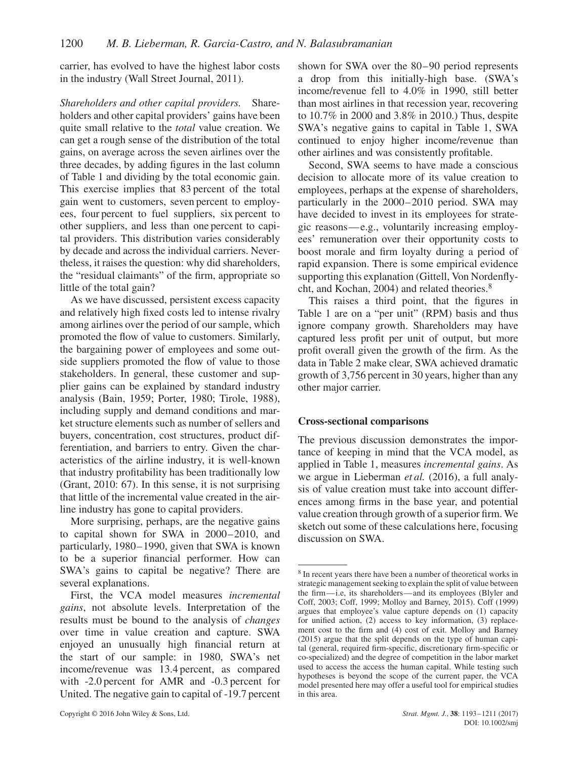carrier, has evolved to have the highest labor costs in the industry (Wall Street Journal, 2011).

*Shareholders and other capital providers.* Shareholders and other capital providers' gains have been quite small relative to the *total* value creation. We can get a rough sense of the distribution of the total gains, on average across the seven airlines over the three decades, by adding figures in the last column of Table 1 and dividing by the total economic gain. This exercise implies that 83 percent of the total gain went to customers, seven percent to employees, four percent to fuel suppliers, six percent to other suppliers, and less than one percent to capital providers. This distribution varies considerably by decade and across the individual carriers. Nevertheless, it raises the question: why did shareholders, the "residual claimants" of the firm, appropriate so little of the total gain?

As we have discussed, persistent excess capacity and relatively high fixed costs led to intense rivalry among airlines over the period of our sample, which promoted the flow of value to customers. Similarly, the bargaining power of employees and some outside suppliers promoted the flow of value to those stakeholders. In general, these customer and supplier gains can be explained by standard industry analysis (Bain, 1959; Porter, 1980; Tirole, 1988), including supply and demand conditions and market structure elements such as number of sellers and buyers, concentration, cost structures, product differentiation, and barriers to entry. Given the characteristics of the airline industry, it is well-known that industry profitability has been traditionally low (Grant, 2010: 67). In this sense, it is not surprising that little of the incremental value created in the airline industry has gone to capital providers.

More surprising, perhaps, are the negative gains to capital shown for SWA in 2000–2010, and particularly, 1980–1990, given that SWA is known to be a superior financial performer. How can SWA's gains to capital be negative? There are several explanations.

First, the VCA model measures *incremental gains*, not absolute levels. Interpretation of the results must be bound to the analysis of *changes* over time in value creation and capture. SWA enjoyed an unusually high financial return at the start of our sample: in 1980, SWA's net income/revenue was 13.4 percent, as compared with -2.0 percent for AMR and -0.3 percent for United. The negative gain to capital of -19.7 percent shown for SWA over the 80–90 period represents a drop from this initially-high base. (SWA's income/revenue fell to 4.0% in 1990, still better than most airlines in that recession year, recovering to 10.7% in 2000 and 3.8% in 2010.) Thus, despite SWA's negative gains to capital in Table 1, SWA continued to enjoy higher income/revenue than other airlines and was consistently profitable.

Second, SWA seems to have made a conscious decision to allocate more of its value creation to employees, perhaps at the expense of shareholders, particularly in the 2000–2010 period. SWA may have decided to invest in its employees for strategic reasons—e.g., voluntarily increasing employees' remuneration over their opportunity costs to boost morale and firm loyalty during a period of rapid expansion. There is some empirical evidence supporting this explanation (Gittell, Von Nordenflycht, and Kochan, 2004) and related theories.[8]

This raises a third point, that the figures in Table 1 are on a "per unit" (RPM) basis and thus ignore company growth. Shareholders may have captured less profit per unit of output, but more profit overall given the growth of the firm. As the data in Table 2 make clear, SWA achieved dramatic growth of 3,756 percent in 30 years, higher than any other major carrier.

## Cross-sectional comparisons

The previous discussion demonstrates the importance of keeping in mind that the VCA model, as applied in Table 1, measures *incremental gains*. As we argue in Lieberman *et al.* (2016), a full analysis of value creation must take into account differences among firms in the base year, and potential value creation through growth of a superior firm. We sketch out some of these calculations here, focusing discussion on SWA.

---

[8] In recent years there have been a number of theoretical works in strategic management seeking to explain the split of value between the firm—i.e, its shareholders—and its employees (Blyler and Coff, 2003; Coff, 1999; Molloy and Barney, 2015). Coff (1999) argues that employee's value capture depends on (1) capacity for unified action, (2) access to key information, (3) replacement cost to the firm and (4) cost of exit. Molloy and Barney (2015) argue that the split depends on the type of human capital (general, required firm-specific, discretionary firm-specific or co-specialized) and the degree of competition in the labor market used to access the access the human capital. While testing such hypotheses is beyond the scope of the current paper, the VCA model presented here may offer a useful tool for empirical studies in this area.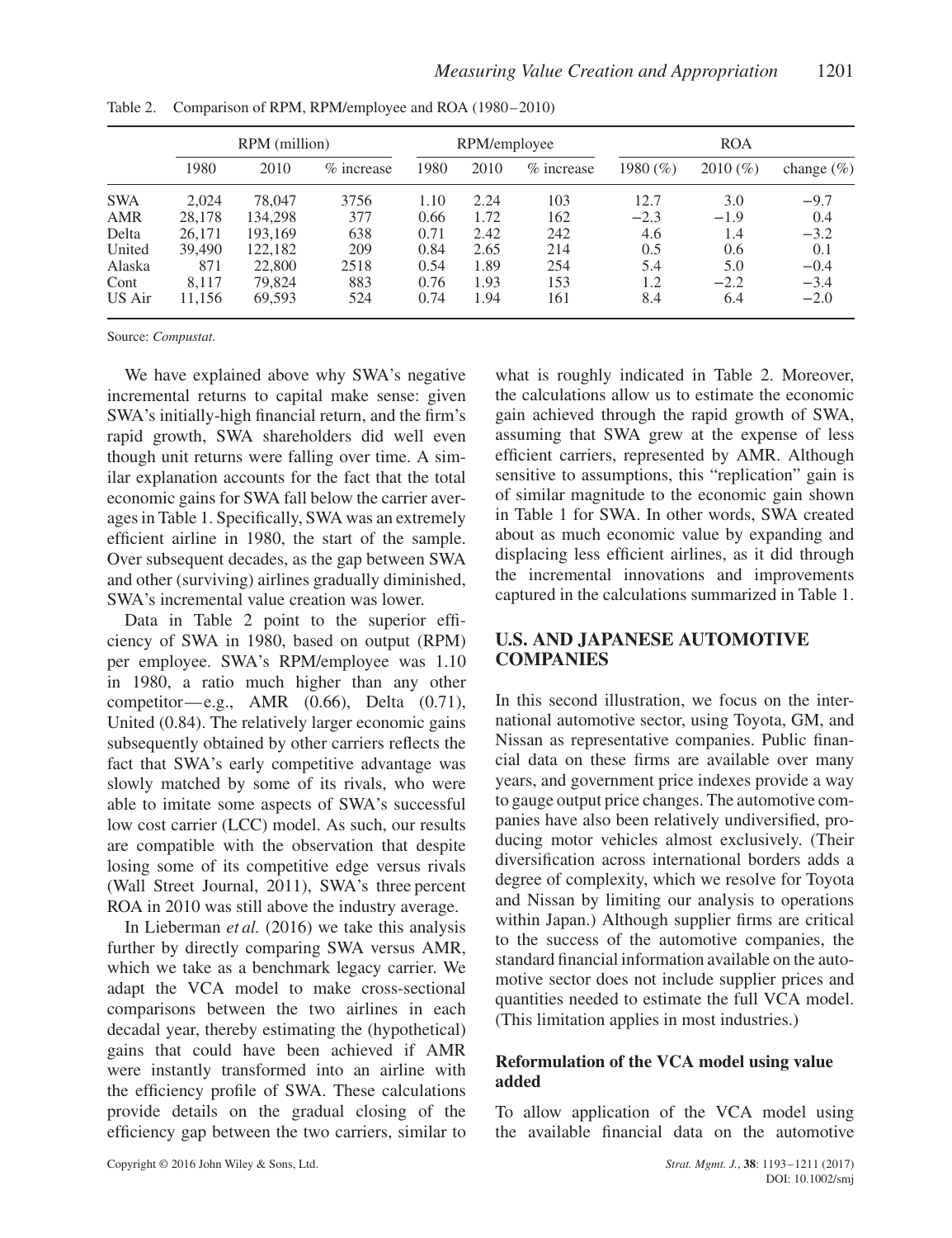Table 2. Comparison of RPM, RPM/employee and ROA (1980–2010)

| | RPM (million) | | | RPM/employee | | | ROA | | |
|---|---|---|---|---|---|---|---|---|---|
| | 1980 | 2010 | % increase | 1980 | 2010 | % increase | 1980 (%) | 2010 (%) | change (%) |
| SWA | 2,024 | 78,047 | 3756 | 1.10 | 2.24 | 103 | 12.7 | 3.0 | −9.7 |
| AMR | 28,178 | 134,298 | 377 | 0.66 | 1.72 | 162 | −2.3 | −1.9 | 0.4 |
| Delta | 26,171 | 193,169 | 638 | 0.71 | 2.42 | 242 | 4.6 | 1.4 | −3.2 |
| United | 39,490 | 122,182 | 209 | 0.84 | 2.65 | 214 | 0.5 | 0.6 | 0.1 |
| Alaska | 871 | 22,800 | 2518 | 0.54 | 1.89 | 254 | 5.4 | 5.0 | −0.4 |
| Cont | 8,117 | 79,824 | 883 | 0.76 | 1.93 | 153 | 1.2 | −2.2 | −3.4 |
| US Air | 11,156 | 69,593 | 524 | 0.74 | 1.94 | 161 | 8.4 | 6.4 | −2.0 |

Source: *Compustat.*

We have explained above why SWA's negative incremental returns to capital make sense: given SWA's initially-high financial return, and the firm's rapid growth, SWA shareholders did well even though unit returns were falling over time. A similar explanation accounts for the fact that the total economic gains for SWA fall below the carrier averages in Table 1. Specifically, SWA was an extremely efficient airline in 1980, the start of the sample. Over subsequent decades, as the gap between SWA and other (surviving) airlines gradually diminished, SWA's incremental value creation was lower.

Data in Table 2 point to the superior efficiency of SWA in 1980, based on output (RPM) per employee. SWA's RPM/employee was 1.10 in 1980, a ratio much higher than any other competitor—e.g., AMR (0.66), Delta (0.71), United (0.84). The relatively larger economic gains subsequently obtained by other carriers reflects the fact that SWA's early competitive advantage was slowly matched by some of its rivals, who were able to imitate some aspects of SWA's successful low cost carrier (LCC) model. As such, our results are compatible with the observation that despite losing some of its competitive edge versus rivals (Wall Street Journal, 2011), SWA's three percent ROA in 2010 was still above the industry average.

In Lieberman *et al.* (2016) we take this analysis further by directly comparing SWA versus AMR, which we take as a benchmark legacy carrier. We adapt the VCA model to make cross-sectional comparisons between the two airlines in each decadal year, thereby estimating the (hypothetical) gains that could have been achieved if AMR were instantly transformed into an airline with the efficiency profile of SWA. These calculations provide details on the gradual closing of the efficiency gap between the two carriers, similar to what is roughly indicated in Table 2. Moreover, the calculations allow us to estimate the economic gain achieved through the rapid growth of SWA, assuming that SWA grew at the expense of less efficient carriers, represented by AMR. Although sensitive to assumptions, this "replication" gain is of similar magnitude to the economic gain shown in Table 1 for SWA. In other words, SWA created about as much economic value by expanding and displacing less efficient airlines, as it did through the incremental innovations and improvements captured in the calculations summarized in Table 1.

## U.S. AND JAPANESE AUTOMOTIVE COMPANIES

In this second illustration, we focus on the international automotive sector, using Toyota, GM, and Nissan as representative companies. Public financial data on these firms are available over many years, and government price indexes provide a way to gauge output price changes. The automotive companies have also been relatively undiversified, producing motor vehicles almost exclusively. (Their diversification across international borders adds a degree of complexity, which we resolve for Toyota and Nissan by limiting our analysis to operations within Japan.) Although supplier firms are critical to the success of the automotive companies, the standard financial information available on the automotive sector does not include supplier prices and quantities needed to estimate the full VCA model. (This limitation applies in most industries.)

### Reformulation of the VCA model using value added

To allow application of the VCA model using the available financial data on the automotive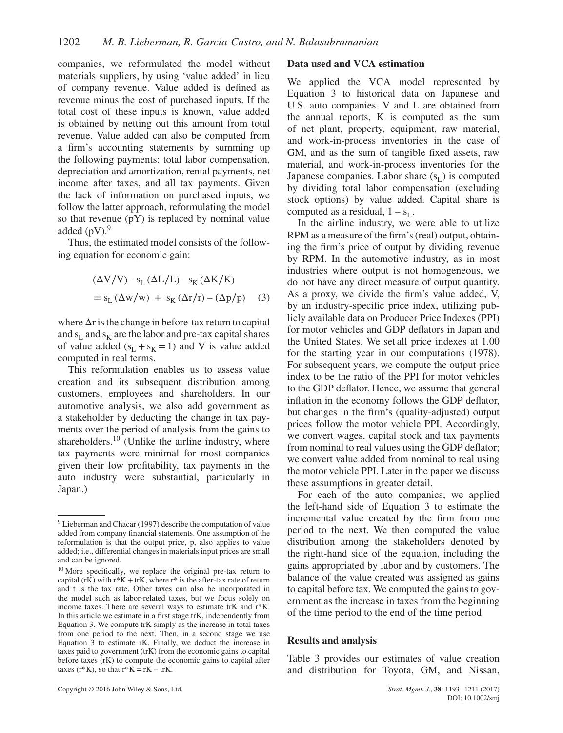companies, we reformulated the model without materials suppliers, by using 'value added' in lieu of company revenue. Value added is defined as revenue minus the cost of purchased inputs. If the total cost of these inputs is known, value added is obtained by netting out this amount from total revenue. Value added can also be computed from a firm's accounting statements by summing up the following payments: total labor compensation, depreciation and amortization, rental payments, net income after taxes, and all tax payments. Given the lack of information on purchased inputs, we follow the latter approach, reformulating the model so that revenue (pY) is replaced by nominal value added (pV).[9]

Thus, the estimated model consists of the following equation for economic gain:

$$(\Delta V/V) - s_L(\Delta L/L) - s_K(\Delta K/K) = s_L(\Delta w/w) + s_K(\Delta r/r) - (\Delta p/p) \quad (3)$$

where $\Delta r$ is the change in before-tax return to capital and $s_L$ and $s_K$ are the labor and pre-tax capital shares of value added ($s_L + s_K = 1$) and V is value added computed in real terms.

This reformulation enables us to assess value creation and its subsequent distribution among customers, employees and shareholders. In our automotive analysis, we also add government as a stakeholder by deducting the change in tax payments over the period of analysis from the gains to shareholders.[10] (Unlike the airline industry, where tax payments were minimal for most companies given their low profitability, tax payments in the auto industry were substantial, particularly in Japan.)

### Data used and VCA estimation

We applied the VCA model represented by Equation 3 to historical data on Japanese and U.S. auto companies. V and L are obtained from the annual reports, K is computed as the sum of net plant, property, equipment, raw material, and work-in-process inventories in the case of GM, and as the sum of tangible fixed assets, raw material, and work-in-process inventories for the Japanese companies. Labor share ($s_L$) is computed by dividing total labor compensation (excluding stock options) by value added. Capital share is computed as a residual, $1 - s_L$.

In the airline industry, we were able to utilize RPM as a measure of the firm's (real) output, obtaining the firm's price of output by dividing revenue by RPM. In the automotive industry, as in most industries where output is not homogeneous, we do not have any direct measure of output quantity. As a proxy, we divide the firm's value added, V, by an industry-specific price index, utilizing publicly available data on Producer Price Indexes (PPI) for motor vehicles and GDP deflators in Japan and the United States. We set all price indexes at 1.00 for the starting year in our computations (1978). For subsequent years, we compute the output price index to be the ratio of the PPI for motor vehicles to the GDP deflator. Hence, we assume that general inflation in the economy follows the GDP deflator, but changes in the firm's (quality-adjusted) output prices follow the motor vehicle PPI. Accordingly, we convert wages, capital stock and tax payments from nominal to real values using the GDP deflator; we convert value added from nominal to real using the motor vehicle PPI. Later in the paper we discuss these assumptions in greater detail.

For each of the auto companies, we applied the left-hand side of Equation 3 to estimate the incremental value created by the firm from one period to the next. We then computed the value distribution among the stakeholders denoted by the right-hand side of the equation, including the gains appropriated by labor and by customers. The balance of the value created was assigned as gains to capital before tax. We computed the gains to government as the increase in taxes from the beginning of the time period to the end of the time period.

### Results and analysis

Table 3 provides our estimates of value creation and distribution for Toyota, GM, and Nissan,

---

[9] Lieberman and Chacar (1997) describe the computation of value added from company financial statements. One assumption of the reformulation is that the output price, p, also applies to value added; i.e., differential changes in materials input prices are small and can be ignored.

[10] More specifically, we replace the original pre-tax return to capital (rK) with $r^*K + trK$, where $r^*$ is the after-tax rate of return and t is the tax rate. Other taxes can also be incorporated in the model such as labor-related taxes, but we focus solely on income taxes. There are several ways to estimate trK and $r^*K$. In this article we estimate in a first stage trK, independently from Equation 3. We compute trK simply as the increase in total taxes from one period to the next. Then, in a second stage we use Equation 3 to estimate rK. Finally, we deduct the increase in taxes paid to government (trK) from the economic gains to capital before taxes (rK) to compute the economic gains to capital after taxes ($r^*K$), so that $r^*K = rK - trK$.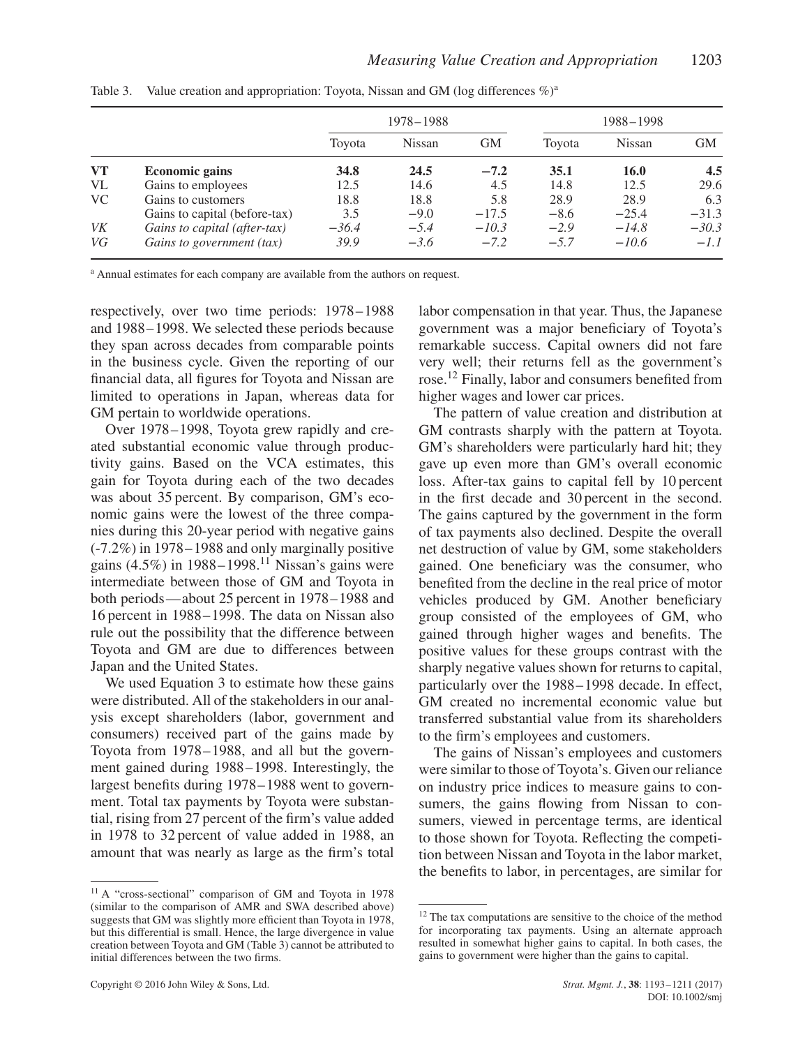Table 3. Value creation and appropriation: Toyota, Nissan and GM (log differences %)[a]

| | | 1978–1988 | | | 1988–1998 | | |
|---|---|---|---|---|---|---|---|
| | | Toyota | Nissan | GM | Toyota | Nissan | GM |
| **VT** | **Economic gains** | **34.8** | **24.5** | **−7.2** | **35.1** | **16.0** | **4.5** |
| VL | Gains to employees | 12.5 | 14.6 | 4.5 | 14.8 | 12.5 | 29.6 |
| VC | Gains to customers | 18.8 | 18.8 | 5.8 | 28.9 | 28.9 | 6.3 |
| | Gains to capital (before-tax) | 3.5 | −9.0 | −17.5 | −8.6 | −25.4 | −31.3 |
| *VK* | *Gains to capital (after-tax)* | *−36.4* | *−5.4* | *−10.3* | *−2.9* | *−14.8* | *−30.3* |
| *VG* | *Gains to government (tax)* | *39.9* | *−3.6* | *−7.2* | *−5.7* | *−10.6* | *−1.1* |

[a] Annual estimates for each company are available from the authors on request.

respectively, over two time periods: 1978–1988 and 1988–1998. We selected these periods because they span across decades from comparable points in the business cycle. Given the reporting of our financial data, all figures for Toyota and Nissan are limited to operations in Japan, whereas data for GM pertain to worldwide operations.

Over 1978–1998, Toyota grew rapidly and created substantial economic value through productivity gains. Based on the VCA estimates, this gain for Toyota during each of the two decades was about 35 percent. By comparison, GM's economic gains were the lowest of the three companies during this 20-year period with negative gains (-7.2%) in 1978–1988 and only marginally positive gains (4.5%) in 1988–1998.[11] Nissan's gains were intermediate between those of GM and Toyota in both periods—about 25 percent in 1978–1988 and 16 percent in 1988–1998. The data on Nissan also rule out the possibility that the difference between Toyota and GM are due to differences between Japan and the United States.

We used Equation 3 to estimate how these gains were distributed. All of the stakeholders in our analysis except shareholders (labor, government and consumers) received part of the gains made by Toyota from 1978–1988, and all but the government gained during 1988–1998. Interestingly, the largest benefits during 1978–1988 went to government. Total tax payments by Toyota were substantial, rising from 27 percent of the firm's value added in 1978 to 32 percent of value added in 1988, an amount that was nearly as large as the firm's total labor compensation in that year. Thus, the Japanese government was a major beneficiary of Toyota's remarkable success. Capital owners did not fare very well; their returns fell as the government's rose.[12] Finally, labor and consumers benefited from higher wages and lower car prices.

The pattern of value creation and distribution at GM contrasts sharply with the pattern at Toyota. GM's shareholders were particularly hard hit; they gave up even more than GM's overall economic loss. After-tax gains to capital fell by 10 percent in the first decade and 30 percent in the second. The gains captured by the government in the form of tax payments also declined. Despite the overall net destruction of value by GM, some stakeholders gained. One beneficiary was the consumer, who benefited from the decline in the real price of motor vehicles produced by GM. Another beneficiary group consisted of the employees of GM, who gained through higher wages and benefits. The positive values for these groups contrast with the sharply negative values shown for returns to capital, particularly over the 1988–1998 decade. In effect, GM created no incremental economic value but transferred substantial value from its shareholders to the firm's employees and customers.

The gains of Nissan's employees and customers were similar to those of Toyota's. Given our reliance on industry price indices to measure gains to consumers, the gains flowing from Nissan to consumers, viewed in percentage terms, are identical to those shown for Toyota. Reflecting the competition between Nissan and Toyota in the labor market, the benefits to labor, in percentages, are similar for

[11] A "cross-sectional" comparison of GM and Toyota in 1978 (similar to the comparison of AMR and SWA described above) suggests that GM was slightly more efficient than Toyota in 1978, but this differential is small. Hence, the large divergence in value creation between Toyota and GM (Table 3) cannot be attributed to initial differences between the two firms.

[12] The tax computations are sensitive to the choice of the method for incorporating tax payments. Using an alternate approach resulted in somewhat higher gains to capital. In both cases, the gains to government were higher than the gains to capital.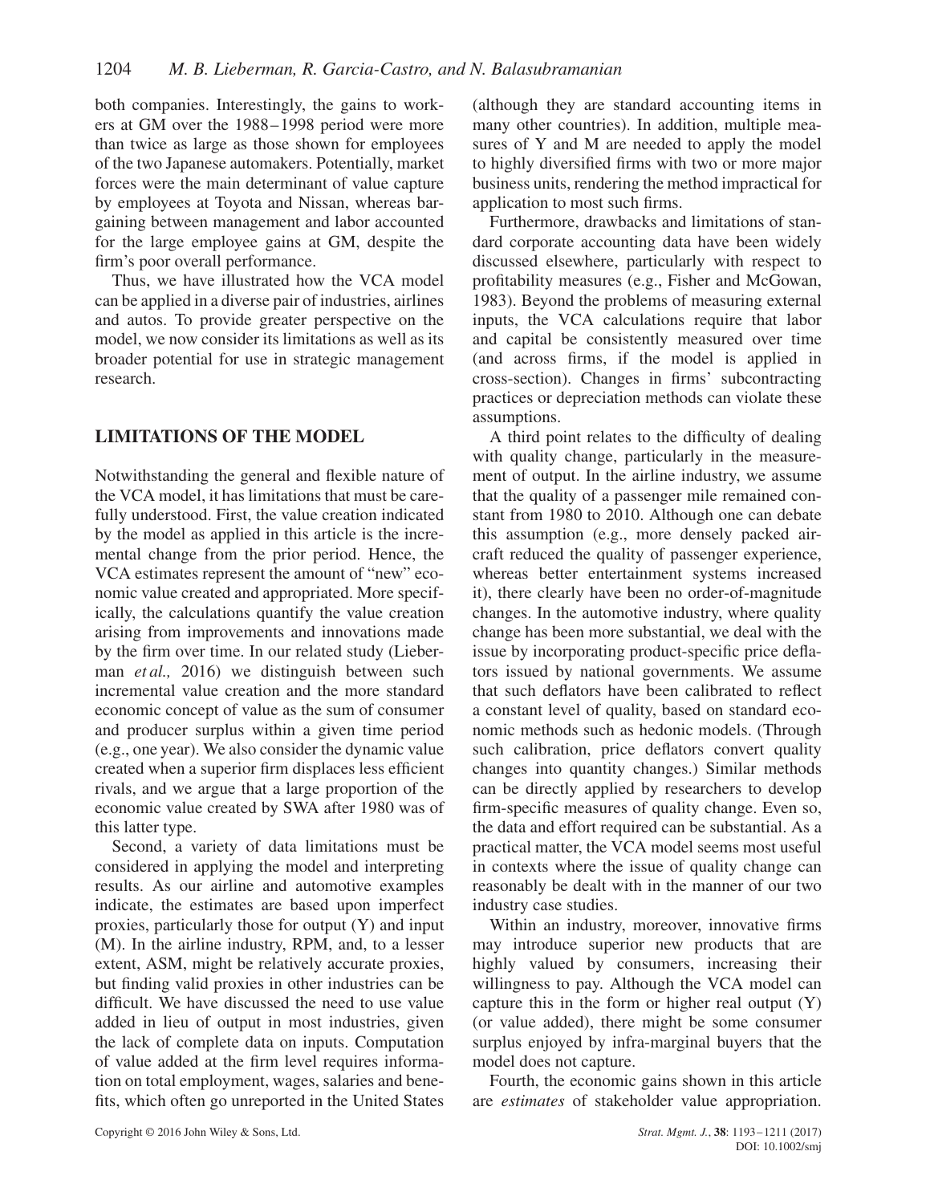both companies. Interestingly, the gains to workers at GM over the 1988–1998 period were more than twice as large as those shown for employees of the two Japanese automakers. Potentially, market forces were the main determinant of value capture by employees at Toyota and Nissan, whereas bargaining between management and labor accounted for the large employee gains at GM, despite the firm's poor overall performance.

Thus, we have illustrated how the VCA model can be applied in a diverse pair of industries, airlines and autos. To provide greater perspective on the model, we now consider its limitations as well as its broader potential for use in strategic management research.

## LIMITATIONS OF THE MODEL

Notwithstanding the general and flexible nature of the VCA model, it has limitations that must be carefully understood. First, the value creation indicated by the model as applied in this article is the incremental change from the prior period. Hence, the VCA estimates represent the amount of "new" economic value created and appropriated. More specifically, the calculations quantify the value creation arising from improvements and innovations made by the firm over time. In our related study (Lieberman *et al.,* 2016) we distinguish between such incremental value creation and the more standard economic concept of value as the sum of consumer and producer surplus within a given time period (e.g., one year). We also consider the dynamic value created when a superior firm displaces less efficient rivals, and we argue that a large proportion of the economic value created by SWA after 1980 was of this latter type.

Second, a variety of data limitations must be considered in applying the model and interpreting results. As our airline and automotive examples indicate, the estimates are based upon imperfect proxies, particularly those for output (Y) and input (M). In the airline industry, RPM, and, to a lesser extent, ASM, might be relatively accurate proxies, but finding valid proxies in other industries can be difficult. We have discussed the need to use value added in lieu of output in most industries, given the lack of complete data on inputs. Computation of value added at the firm level requires information on total employment, wages, salaries and benefits, which often go unreported in the United States (although they are standard accounting items in many other countries). In addition, multiple measures of Y and M are needed to apply the model to highly diversified firms with two or more major business units, rendering the method impractical for application to most such firms.

Furthermore, drawbacks and limitations of standard corporate accounting data have been widely discussed elsewhere, particularly with respect to profitability measures (e.g., Fisher and McGowan, 1983). Beyond the problems of measuring external inputs, the VCA calculations require that labor and capital be consistently measured over time (and across firms, if the model is applied in cross-section). Changes in firms' subcontracting practices or depreciation methods can violate these assumptions.

A third point relates to the difficulty of dealing with quality change, particularly in the measurement of output. In the airline industry, we assume that the quality of a passenger mile remained constant from 1980 to 2010. Although one can debate this assumption (e.g., more densely packed aircraft reduced the quality of passenger experience, whereas better entertainment systems increased it), there clearly have been no order-of-magnitude changes. In the automotive industry, where quality change has been more substantial, we deal with the issue by incorporating product-specific price deflators issued by national governments. We assume that such deflators have been calibrated to reflect a constant level of quality, based on standard economic methods such as hedonic models. (Through such calibration, price deflators convert quality changes into quantity changes.) Similar methods can be directly applied by researchers to develop firm-specific measures of quality change. Even so, the data and effort required can be substantial. As a practical matter, the VCA model seems most useful in contexts where the issue of quality change can reasonably be dealt with in the manner of our two industry case studies.

Within an industry, moreover, innovative firms may introduce superior new products that are highly valued by consumers, increasing their willingness to pay. Although the VCA model can capture this in the form or higher real output (Y) (or value added), there might be some consumer surplus enjoyed by infra-marginal buyers that the model does not capture.

Fourth, the economic gains shown in this article are *estimates* of stakeholder value appropriation.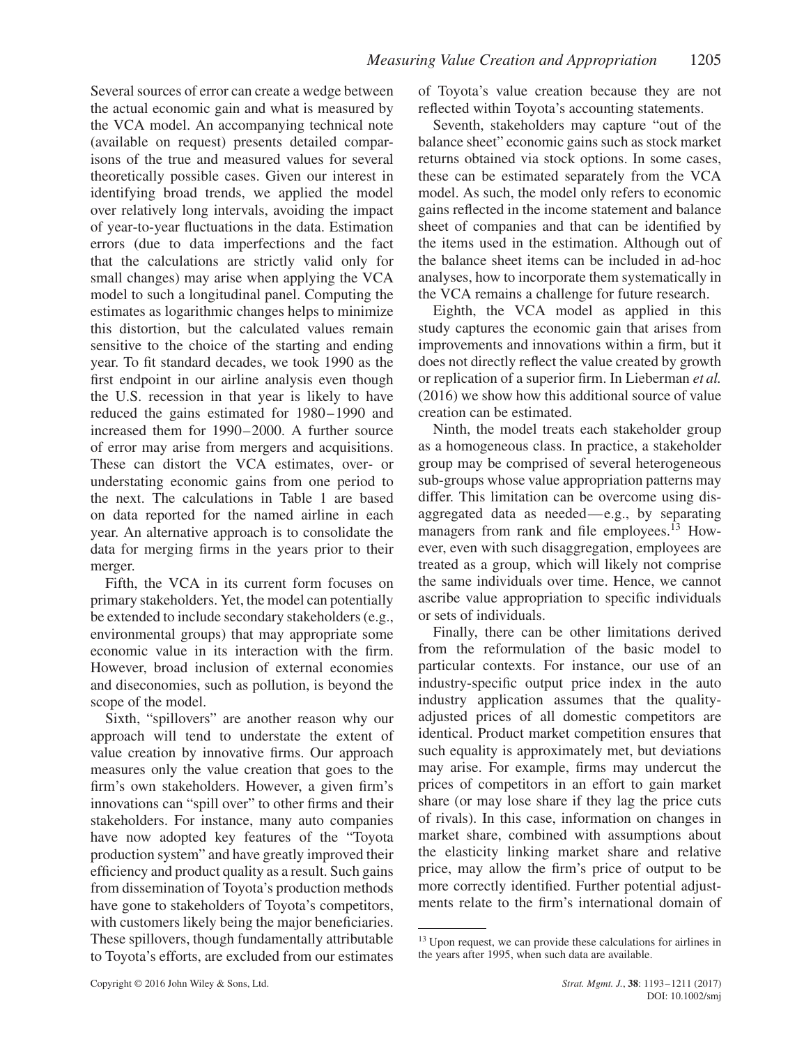Several sources of error can create a wedge between the actual economic gain and what is measured by the VCA model. An accompanying technical note (available on request) presents detailed comparisons of the true and measured values for several theoretically possible cases. Given our interest in identifying broad trends, we applied the model over relatively long intervals, avoiding the impact of year-to-year fluctuations in the data. Estimation errors (due to data imperfections and the fact that the calculations are strictly valid only for small changes) may arise when applying the VCA model to such a longitudinal panel. Computing the estimates as logarithmic changes helps to minimize this distortion, but the calculated values remain sensitive to the choice of the starting and ending year. To fit standard decades, we took 1990 as the first endpoint in our airline analysis even though the U.S. recession in that year is likely to have reduced the gains estimated for 1980–1990 and increased them for 1990–2000. A further source of error may arise from mergers and acquisitions. These can distort the VCA estimates, over- or understating economic gains from one period to the next. The calculations in Table 1 are based on data reported for the named airline in each year. An alternative approach is to consolidate the data for merging firms in the years prior to their merger.

Fifth, the VCA in its current form focuses on primary stakeholders. Yet, the model can potentially be extended to include secondary stakeholders (e.g., environmental groups) that may appropriate some economic value in its interaction with the firm. However, broad inclusion of external economies and diseconomies, such as pollution, is beyond the scope of the model.

Sixth, "spillovers" are another reason why our approach will tend to understate the extent of value creation by innovative firms. Our approach measures only the value creation that goes to the firm's own stakeholders. However, a given firm's innovations can "spill over" to other firms and their stakeholders. For instance, many auto companies have now adopted key features of the "Toyota production system" and have greatly improved their efficiency and product quality as a result. Such gains from dissemination of Toyota's production methods have gone to stakeholders of Toyota's competitors, with customers likely being the major beneficiaries. These spillovers, though fundamentally attributable to Toyota's efforts, are excluded from our estimates of Toyota's value creation because they are not reflected within Toyota's accounting statements.

Seventh, stakeholders may capture "out of the balance sheet" economic gains such as stock market returns obtained via stock options. In some cases, these can be estimated separately from the VCA model. As such, the model only refers to economic gains reflected in the income statement and balance sheet of companies and that can be identified by the items used in the estimation. Although out of the balance sheet items can be included in ad-hoc analyses, how to incorporate them systematically in the VCA remains a challenge for future research.

Eighth, the VCA model as applied in this study captures the economic gain that arises from improvements and innovations within a firm, but it does not directly reflect the value created by growth or replication of a superior firm. In Lieberman *et al.* (2016) we show how this additional source of value creation can be estimated.

Ninth, the model treats each stakeholder group as a homogeneous class. In practice, a stakeholder group may be comprised of several heterogeneous sub-groups whose value appropriation patterns may differ. This limitation can be overcome using disaggregated data as needed—e.g., by separating managers from rank and file employees.[13] However, even with such disaggregation, employees are treated as a group, which will likely not comprise the same individuals over time. Hence, we cannot ascribe value appropriation to specific individuals or sets of individuals.

Finally, there can be other limitations derived from the reformulation of the basic model to particular contexts. For instance, our use of an industry-specific output price index in the auto industry application assumes that the quality-adjusted prices of all domestic competitors are identical. Product market competition ensures that such equality is approximately met, but deviations may arise. For example, firms may undercut the prices of competitors in an effort to gain market share (or may lose share if they lag the price cuts of rivals). In this case, information on changes in market share, combined with assumptions about the elasticity linking market share and relative price, may allow the firm's price of output to be more correctly identified. Further potential adjustments relate to the firm's international domain of

[13] Upon request, we can provide these calculations for airlines in the years after 1995, when such data are available.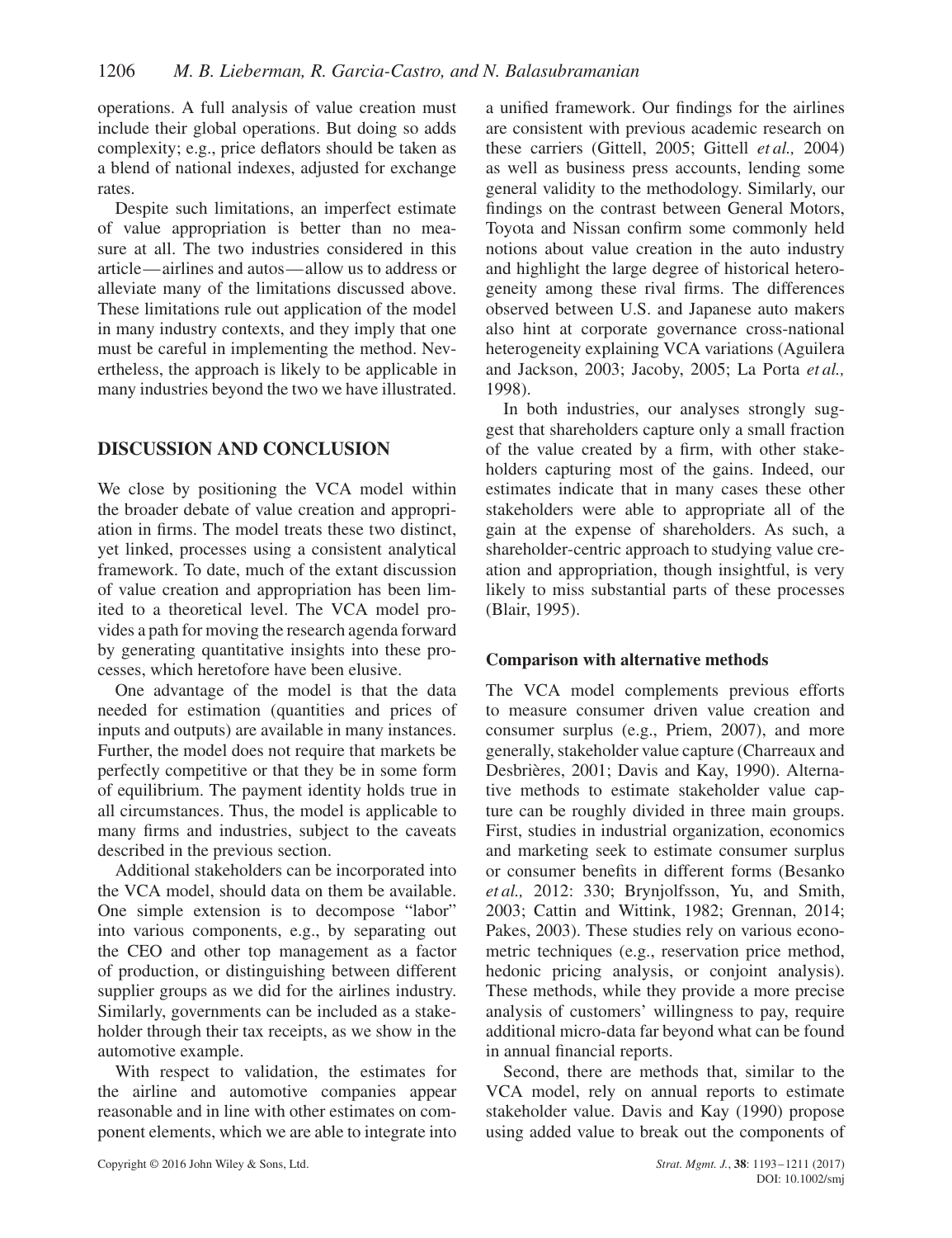operations. A full analysis of value creation must include their global operations. But doing so adds complexity; e.g., price deflators should be taken as a blend of national indexes, adjusted for exchange rates.

Despite such limitations, an imperfect estimate of value appropriation is better than no measure at all. The two industries considered in this article—airlines and autos—allow us to address or alleviate many of the limitations discussed above. These limitations rule out application of the model in many industry contexts, and they imply that one must be careful in implementing the method. Nevertheless, the approach is likely to be applicable in many industries beyond the two we have illustrated.

## DISCUSSION AND CONCLUSION

We close by positioning the VCA model within the broader debate of value creation and appropriation in firms. The model treats these two distinct, yet linked, processes using a consistent analytical framework. To date, much of the extant discussion of value creation and appropriation has been limited to a theoretical level. The VCA model provides a path for moving the research agenda forward by generating quantitative insights into these processes, which heretofore have been elusive.

One advantage of the model is that the data needed for estimation (quantities and prices of inputs and outputs) are available in many instances. Further, the model does not require that markets be perfectly competitive or that they be in some form of equilibrium. The payment identity holds true in all circumstances. Thus, the model is applicable to many firms and industries, subject to the caveats described in the previous section.

Additional stakeholders can be incorporated into the VCA model, should data on them be available. One simple extension is to decompose "labor" into various components, e.g., by separating out the CEO and other top management as a factor of production, or distinguishing between different supplier groups as we did for the airlines industry. Similarly, governments can be included as a stakeholder through their tax receipts, as we show in the automotive example.

With respect to validation, the estimates for the airline and automotive companies appear reasonable and in line with other estimates on component elements, which we are able to integrate into a unified framework. Our findings for the airlines are consistent with previous academic research on these carriers (Gittell, 2005; Gittell *et al.,* 2004) as well as business press accounts, lending some general validity to the methodology. Similarly, our findings on the contrast between General Motors, Toyota and Nissan confirm some commonly held notions about value creation in the auto industry and highlight the large degree of historical heterogeneity among these rival firms. The differences observed between U.S. and Japanese auto makers also hint at corporate governance cross-national heterogeneity explaining VCA variations (Aguilera and Jackson, 2003; Jacoby, 2005; La Porta *et al.,* 1998).

In both industries, our analyses strongly suggest that shareholders capture only a small fraction of the value created by a firm, with other stakeholders capturing most of the gains. Indeed, our estimates indicate that in many cases these other stakeholders were able to appropriate all of the gain at the expense of shareholders. As such, a shareholder-centric approach to studying value creation and appropriation, though insightful, is very likely to miss substantial parts of these processes (Blair, 1995).

### Comparison with alternative methods

The VCA model complements previous efforts to measure consumer driven value creation and consumer surplus (e.g., Priem, 2007), and more generally, stakeholder value capture (Charreaux and Desbrières, 2001; Davis and Kay, 1990). Alternative methods to estimate stakeholder value capture can be roughly divided in three main groups. First, studies in industrial organization, economics and marketing seek to estimate consumer surplus or consumer benefits in different forms (Besanko *et al.,* 2012: 330; Brynjolfsson, Yu, and Smith, 2003; Cattin and Wittink, 1982; Grennan, 2014; Pakes, 2003). These studies rely on various econometric techniques (e.g., reservation price method, hedonic pricing analysis, or conjoint analysis). These methods, while they provide a more precise analysis of customers' willingness to pay, require additional micro-data far beyond what can be found in annual financial reports.

Second, there are methods that, similar to the VCA model, rely on annual reports to estimate stakeholder value. Davis and Kay (1990) propose using added value to break out the components of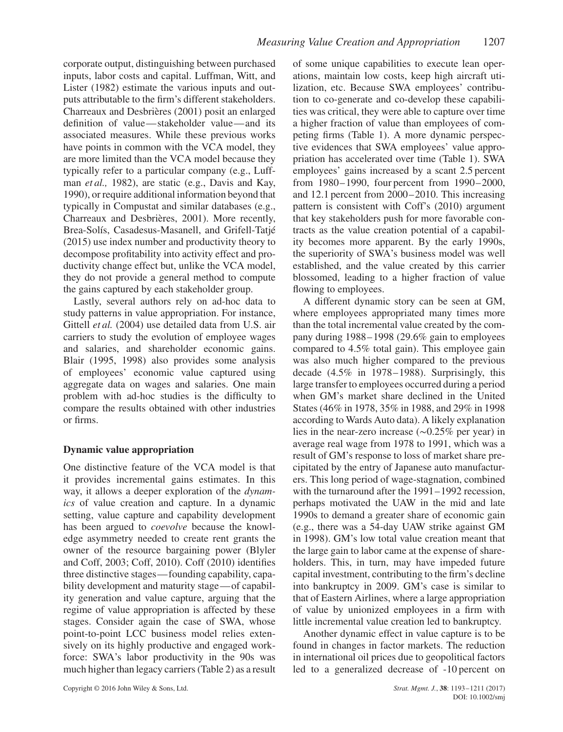corporate output, distinguishing between purchased inputs, labor costs and capital. Luffman, Witt, and Lister (1982) estimate the various inputs and outputs attributable to the firm's different stakeholders. Charreaux and Desbrières (2001) posit an enlarged definition of value—stakeholder value—and its associated measures. While these previous works have points in common with the VCA model, they are more limited than the VCA model because they typically refer to a particular company (e.g., Luffman *et al.,* 1982), are static (e.g., Davis and Kay, 1990), or require additional information beyond that typically in Compustat and similar databases (e.g., Charreaux and Desbrières, 2001). More recently, Brea-Solís, Casadesus-Masanell, and Grifell-Tatjé (2015) use index number and productivity theory to decompose profitability into activity effect and productivity change effect but, unlike the VCA model, they do not provide a general method to compute the gains captured by each stakeholder group.

Lastly, several authors rely on ad-hoc data to study patterns in value appropriation. For instance, Gittell *et al.* (2004) use detailed data from U.S. air carriers to study the evolution of employee wages and salaries, and shareholder economic gains. Blair (1995, 1998) also provides some analysis of employees' economic value captured using aggregate data on wages and salaries. One main problem with ad-hoc studies is the difficulty to compare the results obtained with other industries or firms.

## Dynamic value appropriation

One distinctive feature of the VCA model is that it provides incremental gains estimates. In this way, it allows a deeper exploration of the *dynamics* of value creation and capture. In a dynamic setting, value capture and capability development has been argued to *coevolve* because the knowledge asymmetry needed to create rent grants the owner of the resource bargaining power (Blyler and Coff, 2003; Coff, 2010). Coff (2010) identifies three distinctive stages—founding capability, capability development and maturity stage—of capability generation and value capture, arguing that the regime of value appropriation is affected by these stages. Consider again the case of SWA, whose point-to-point LCC business model relies extensively on its highly productive and engaged workforce: SWA's labor productivity in the 90s was much higher than legacy carriers (Table 2) as a result of some unique capabilities to execute lean operations, maintain low costs, keep high aircraft utilization, etc. Because SWA employees' contribution to co-generate and co-develop these capabilities was critical, they were able to capture over time a higher fraction of value than employees of competing firms (Table 1). A more dynamic perspective evidences that SWA employees' value appropriation has accelerated over time (Table 1). SWA employees' gains increased by a scant 2.5 percent from 1980–1990, four percent from 1990–2000, and 12.1 percent from 2000–2010. This increasing pattern is consistent with Coff's (2010) argument that key stakeholders push for more favorable contracts as the value creation potential of a capability becomes more apparent. By the early 1990s, the superiority of SWA's business model was well established, and the value created by this carrier blossomed, leading to a higher fraction of value flowing to employees.

A different dynamic story can be seen at GM, where employees appropriated many times more than the total incremental value created by the company during 1988–1998 (29.6% gain to employees compared to 4.5% total gain). This employee gain was also much higher compared to the previous decade (4.5% in 1978–1988). Surprisingly, this large transfer to employees occurred during a period when GM's market share declined in the United States (46% in 1978, 35% in 1988, and 29% in 1998 according to Wards Auto data). A likely explanation lies in the near-zero increase (~0.25% per year) in average real wage from 1978 to 1991, which was a result of GM's response to loss of market share precipitated by the entry of Japanese auto manufacturers. This long period of wage-stagnation, combined with the turnaround after the 1991–1992 recession, perhaps motivated the UAW in the mid and late 1990s to demand a greater share of economic gain (e.g., there was a 54-day UAW strike against GM in 1998). GM's low total value creation meant that the large gain to labor came at the expense of shareholders. This, in turn, may have impeded future capital investment, contributing to the firm's decline into bankruptcy in 2009. GM's case is similar to that of Eastern Airlines, where a large appropriation of value by unionized employees in a firm with little incremental value creation led to bankruptcy.

Another dynamic effect in value capture is to be found in changes in factor markets. The reduction in international oil prices due to geopolitical factors led to a generalized decrease of -10 percent on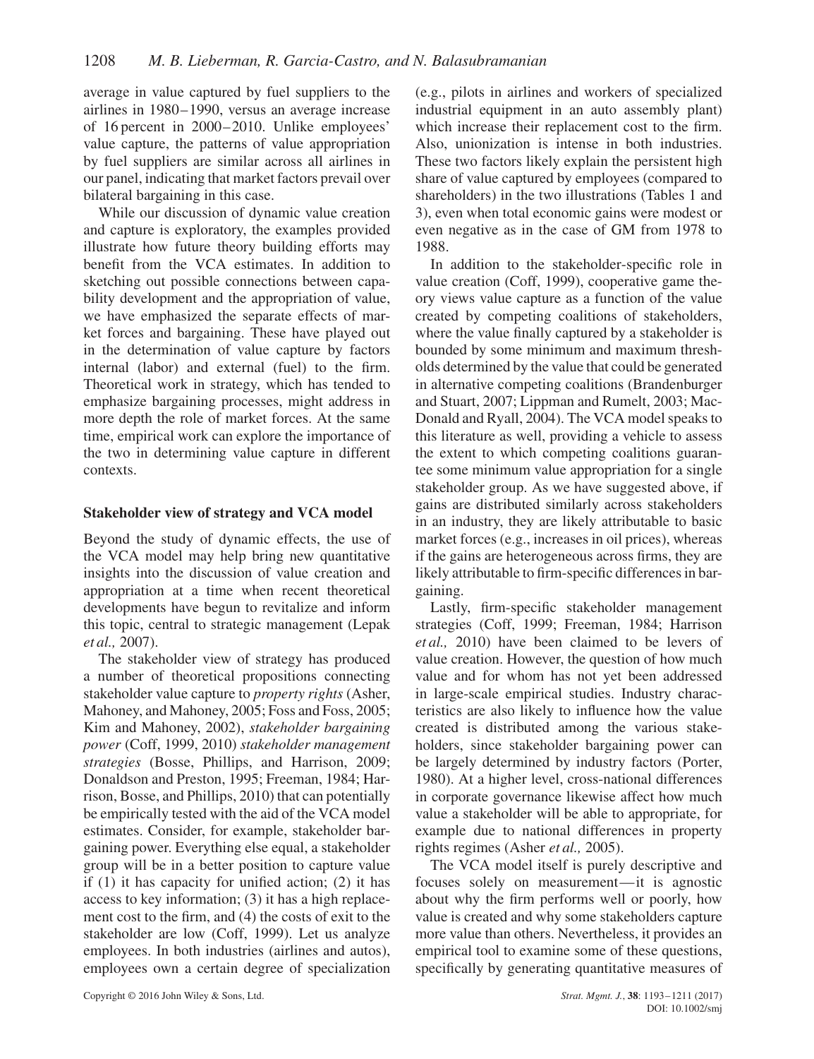average in value captured by fuel suppliers to the airlines in 1980–1990, versus an average increase of 16 percent in 2000–2010. Unlike employees' value capture, the patterns of value appropriation by fuel suppliers are similar across all airlines in our panel, indicating that market factors prevail over bilateral bargaining in this case.

While our discussion of dynamic value creation and capture is exploratory, the examples provided illustrate how future theory building efforts may benefit from the VCA estimates. In addition to sketching out possible connections between capability development and the appropriation of value, we have emphasized the separate effects of market forces and bargaining. These have played out in the determination of value capture by factors internal (labor) and external (fuel) to the firm. Theoretical work in strategy, which has tended to emphasize bargaining processes, might address in more depth the role of market forces. At the same time, empirical work can explore the importance of the two in determining value capture in different contexts.

### Stakeholder view of strategy and VCA model

Beyond the study of dynamic effects, the use of the VCA model may help bring new quantitative insights into the discussion of value creation and appropriation at a time when recent theoretical developments have begun to revitalize and inform this topic, central to strategic management (Lepak *et al.,* 2007).

The stakeholder view of strategy has produced a number of theoretical propositions connecting stakeholder value capture to *property rights* (Asher, Mahoney, and Mahoney, 2005; Foss and Foss, 2005; Kim and Mahoney, 2002), *stakeholder bargaining power* (Coff, 1999, 2010) *stakeholder management strategies* (Bosse, Phillips, and Harrison, 2009; Donaldson and Preston, 1995; Freeman, 1984; Harrison, Bosse, and Phillips, 2010) that can potentially be empirically tested with the aid of the VCA model estimates. Consider, for example, stakeholder bargaining power. Everything else equal, a stakeholder group will be in a better position to capture value if (1) it has capacity for unified action; (2) it has access to key information; (3) it has a high replacement cost to the firm, and (4) the costs of exit to the stakeholder are low (Coff, 1999). Let us analyze employees. In both industries (airlines and autos), employees own a certain degree of specialization (e.g., pilots in airlines and workers of specialized industrial equipment in an auto assembly plant) which increase their replacement cost to the firm. Also, unionization is intense in both industries. These two factors likely explain the persistent high share of value captured by employees (compared to shareholders) in the two illustrations (Tables 1 and 3), even when total economic gains were modest or even negative as in the case of GM from 1978 to 1988.

In addition to the stakeholder-specific role in value creation (Coff, 1999), cooperative game theory views value capture as a function of the value created by competing coalitions of stakeholders, where the value finally captured by a stakeholder is bounded by some minimum and maximum thresholds determined by the value that could be generated in alternative competing coalitions (Brandenburger and Stuart, 2007; Lippman and Rumelt, 2003; MacDonald and Ryall, 2004). The VCA model speaks to this literature as well, providing a vehicle to assess the extent to which competing coalitions guarantee some minimum value appropriation for a single stakeholder group. As we have suggested above, if gains are distributed similarly across stakeholders in an industry, they are likely attributable to basic market forces (e.g., increases in oil prices), whereas if the gains are heterogeneous across firms, they are likely attributable to firm-specific differences in bargaining.

Lastly, firm-specific stakeholder management strategies (Coff, 1999; Freeman, 1984; Harrison *et al.,* 2010) have been claimed to be levers of value creation. However, the question of how much value and for whom has not yet been addressed in large-scale empirical studies. Industry characteristics are also likely to influence how the value created is distributed among the various stakeholders, since stakeholder bargaining power can be largely determined by industry factors (Porter, 1980). At a higher level, cross-national differences in corporate governance likewise affect how much value a stakeholder will be able to appropriate, for example due to national differences in property rights regimes (Asher *et al.,* 2005).

The VCA model itself is purely descriptive and focuses solely on measurement—it is agnostic about why the firm performs well or poorly, how value is created and why some stakeholders capture more value than others. Nevertheless, it provides an empirical tool to examine some of these questions, specifically by generating quantitative measures of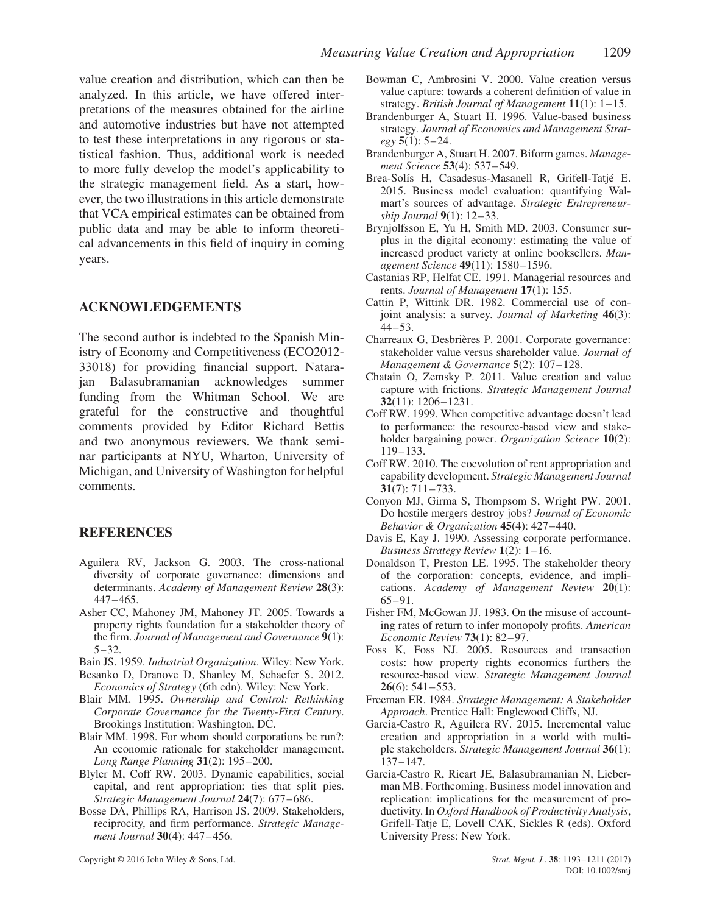value creation and distribution, which can then be analyzed. In this article, we have offered interpretations of the measures obtained for the airline and automotive industries but have not attempted to test these interpretations in any rigorous or statistical fashion. Thus, additional work is needed to more fully develop the model's applicability to the strategic management field. As a start, however, the two illustrations in this article demonstrate that VCA empirical estimates can be obtained from public data and may be able to inform theoretical advancements in this field of inquiry in coming years.

## ACKNOWLEDGEMENTS

The second author is indebted to the Spanish Ministry of Economy and Competitiveness (ECO2012-33018) for providing financial support. Natarajan Balasubramanian acknowledges summer funding from the Whitman School. We are grateful for the constructive and thoughtful comments provided by Editor Richard Bettis and two anonymous reviewers. We thank seminar participants at NYU, Wharton, University of Michigan, and University of Washington for helpful comments.

## REFERENCES

Aguilera RV, Jackson G. 2003. The cross-national diversity of corporate governance: dimensions and determinants. *Academy of Management Review* **28**(3): 447–465.

Asher CC, Mahoney JM, Mahoney JT. 2005. Towards a property rights foundation for a stakeholder theory of the firm. *Journal of Management and Governance* **9**(1): 5–32.

Bain JS. 1959. *Industrial Organization*. Wiley: New York.

Besanko D, Dranove D, Shanley M, Schaefer S. 2012. *Economics of Strategy* (6th edn). Wiley: New York.

Blair MM. 1995. *Ownership and Control: Rethinking Corporate Governance for the Twenty-First Century*. Brookings Institution: Washington, DC.

Blair MM. 1998. For whom should corporations be run?: An economic rationale for stakeholder management. *Long Range Planning* **31**(2): 195–200.

Blyler M, Coff RW. 2003. Dynamic capabilities, social capital, and rent appropriation: ties that split pies. *Strategic Management Journal* **24**(7): 677–686.

Bosse DA, Phillips RA, Harrison JS. 2009. Stakeholders, reciprocity, and firm performance. *Strategic Management Journal* **30**(4): 447–456.

Bowman C, Ambrosini V. 2000. Value creation versus value capture: towards a coherent definition of value in strategy. *British Journal of Management* **11**(1): 1–15.

Brandenburger A, Stuart H. 1996. Value-based business strategy. *Journal of Economics and Management Strategy* **5**(1): 5–24.

Brandenburger A, Stuart H. 2007. Biform games. *Management Science* **53**(4): 537–549.

Brea-Solís H, Casadesus-Masanell R, Grifell-Tatjé E. 2015. Business model evaluation: quantifying Walmart's sources of advantage. *Strategic Entrepreneurship Journal* **9**(1): 12–33.

Brynjolfsson E, Yu H, Smith MD. 2003. Consumer surplus in the digital economy: estimating the value of increased product variety at online booksellers. *Management Science* **49**(11): 1580–1596.

Castanias RP, Helfat CE. 1991. Managerial resources and rents. *Journal of Management* **17**(1): 155.

Cattin P, Wittink DR. 1982. Commercial use of conjoint analysis: a survey. *Journal of Marketing* **46**(3): 44–53.

Charreaux G, Desbrières P. 2001. Corporate governance: stakeholder value versus shareholder value. *Journal of Management & Governance* **5**(2): 107–128.

Chatain O, Zemsky P. 2011. Value creation and value capture with frictions. *Strategic Management Journal* **32**(11): 1206–1231.

Coff RW. 1999. When competitive advantage doesn't lead to performance: the resource-based view and stakeholder bargaining power. *Organization Science* **10**(2): 119–133.

Coff RW. 2010. The coevolution of rent appropriation and capability development. *Strategic Management Journal* **31**(7): 711–733.

Conyon MJ, Girma S, Thompsom S, Wright PW. 2001. Do hostile mergers destroy jobs? *Journal of Economic Behavior & Organization* **45**(4): 427–440.

Davis E, Kay J. 1990. Assessing corporate performance. *Business Strategy Review* **1**(2): 1–16.

Donaldson T, Preston LE. 1995. The stakeholder theory of the corporation: concepts, evidence, and implications. *Academy of Management Review* **20**(1): 65–91.

Fisher FM, McGowan JJ. 1983. On the misuse of accounting rates of return to infer monopoly profits. *American Economic Review* **73**(1): 82–97.

Foss K, Foss NJ. 2005. Resources and transaction costs: how property rights economics furthers the resource-based view. *Strategic Management Journal* **26**(6): 541–553.

Freeman ER. 1984. *Strategic Management: A Stakeholder Approach*. Prentice Hall: Englewood Cliffs, NJ.

Garcia-Castro R, Aguilera RV. 2015. Incremental value creation and appropriation in a world with multiple stakeholders. *Strategic Management Journal* **36**(1): 137–147.

Garcia-Castro R, Ricart JE, Balasubramanian N, Lieberman MB. Forthcoming. Business model innovation and replication: implications for the measurement of productivity. In *Oxford Handbook of Productivity Analysis*, Grifell-Tatje E, Lovell CAK, Sickles R (eds). Oxford University Press: New York.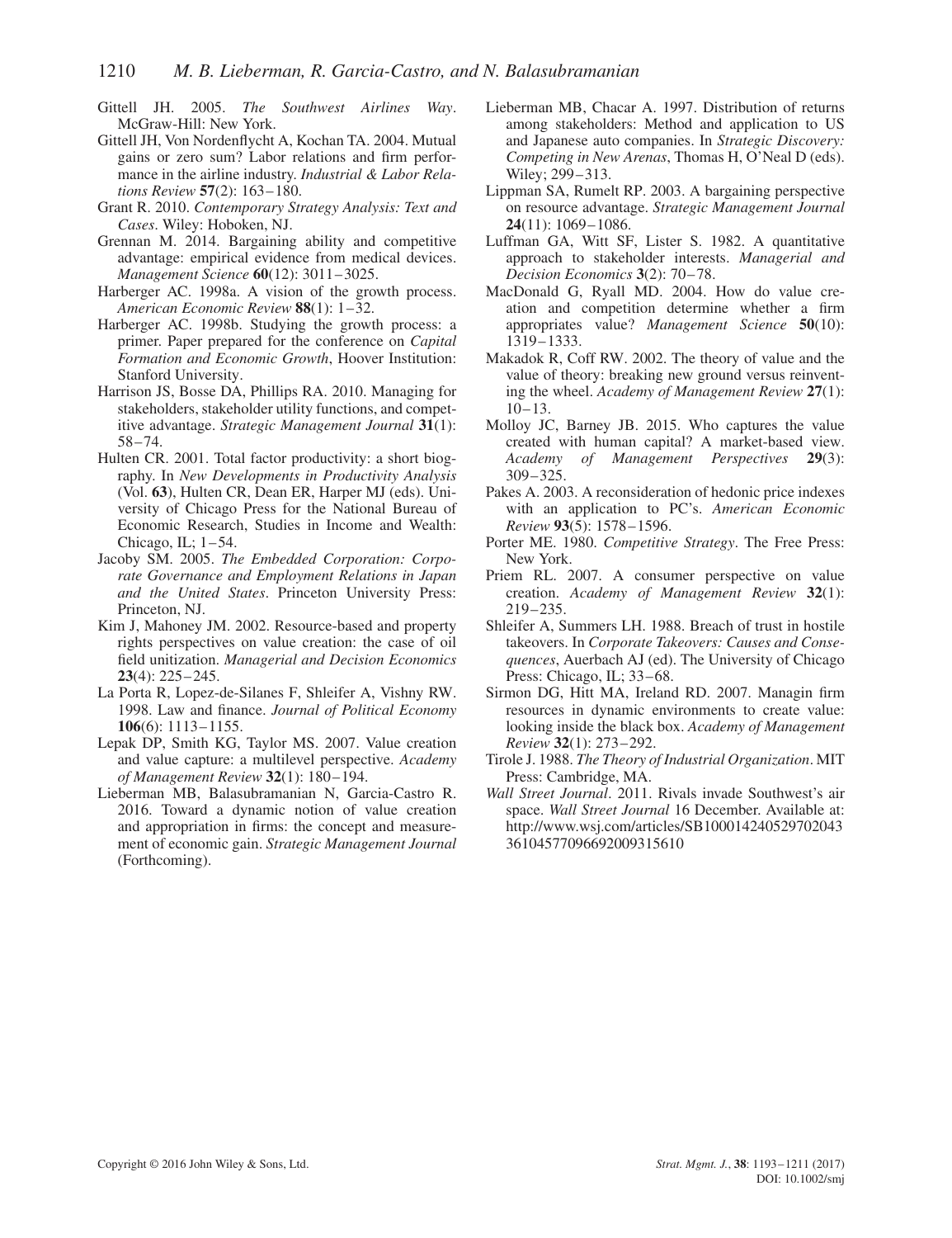Gittell JH. 2005. *The Southwest Airlines Way*. McGraw-Hill: New York.

Gittell JH, Von Nordenflycht A, Kochan TA. 2004. Mutual gains or zero sum? Labor relations and firm performance in the airline industry. *Industrial & Labor Relations Review* **57**(2): 163–180.

Grant R. 2010. *Contemporary Strategy Analysis: Text and Cases*. Wiley: Hoboken, NJ.

Grennan M. 2014. Bargaining ability and competitive advantage: empirical evidence from medical devices. *Management Science* **60**(12): 3011–3025.

Harberger AC. 1998a. A vision of the growth process. *American Economic Review* **88**(1): 1–32.

Harberger AC. 1998b. Studying the growth process: a primer. Paper prepared for the conference on *Capital Formation and Economic Growth*, Hoover Institution: Stanford University.

Harrison JS, Bosse DA, Phillips RA. 2010. Managing for stakeholders, stakeholder utility functions, and competitive advantage. *Strategic Management Journal* **31**(1): 58–74.

Hulten CR. 2001. Total factor productivity: a short biography. In *New Developments in Productivity Analysis* (Vol. **63**), Hulten CR, Dean ER, Harper MJ (eds). University of Chicago Press for the National Bureau of Economic Research, Studies in Income and Wealth: Chicago, IL; 1–54.

Jacoby SM. 2005. *The Embedded Corporation: Corporate Governance and Employment Relations in Japan and the United States*. Princeton University Press: Princeton, NJ.

Kim J, Mahoney JM. 2002. Resource-based and property rights perspectives on value creation: the case of oil field unitization. *Managerial and Decision Economics* **23**(4): 225–245.

La Porta R, Lopez-de-Silanes F, Shleifer A, Vishny RW. 1998. Law and finance. *Journal of Political Economy* **106**(6): 1113–1155.

Lepak DP, Smith KG, Taylor MS. 2007. Value creation and value capture: a multilevel perspective. *Academy of Management Review* **32**(1): 180–194.

Lieberman MB, Balasubramanian N, Garcia-Castro R. 2016. Toward a dynamic notion of value creation and appropriation in firms: the concept and measurement of economic gain. *Strategic Management Journal* (Forthcoming).

Lieberman MB, Chacar A. 1997. Distribution of returns among stakeholders: Method and application to US and Japanese auto companies. In *Strategic Discovery: Competing in New Arenas*, Thomas H, O'Neal D (eds). Wiley; 299–313.

Lippman SA, Rumelt RP. 2003. A bargaining perspective on resource advantage. *Strategic Management Journal* **24**(11): 1069–1086.

Luffman GA, Witt SF, Lister S. 1982. A quantitative approach to stakeholder interests. *Managerial and Decision Economics* **3**(2): 70–78.

MacDonald G, Ryall MD. 2004. How do value creation and competition determine whether a firm appropriates value? *Management Science* **50**(10): 1319–1333.

Makadok R, Coff RW. 2002. The theory of value and the value of theory: breaking new ground versus reinventing the wheel. *Academy of Management Review* **27**(1): 10–13.

Molloy JC, Barney JB. 2015. Who captures the value created with human capital? A market-based view. *Academy of Management Perspectives* **29**(3): 309–325.

Pakes A. 2003. A reconsideration of hedonic price indexes with an application to PC's. *American Economic Review* **93**(5): 1578–1596.

Porter ME. 1980. *Competitive Strategy*. The Free Press: New York.

Priem RL. 2007. A consumer perspective on value creation. *Academy of Management Review* **32**(1): 219–235.

Shleifer A, Summers LH. 1988. Breach of trust in hostile takeovers. In *Corporate Takeovers: Causes and Consequences*, Auerbach AJ (ed). The University of Chicago Press: Chicago, IL; 33–68.

Sirmon DG, Hitt MA, Ireland RD. 2007. Managin firm resources in dynamic environments to create value: looking inside the black box. *Academy of Management Review* **32**(1): 273–292.

Tirole J. 1988. *The Theory of Industrial Organization*. MIT Press: Cambridge, MA.

*Wall Street Journal*. 2011. Rivals invade Southwest's air space. *Wall Street Journal* 16 December. Available at: http://www.wsj.com/articles/SB10001424052970204336104577096692009315610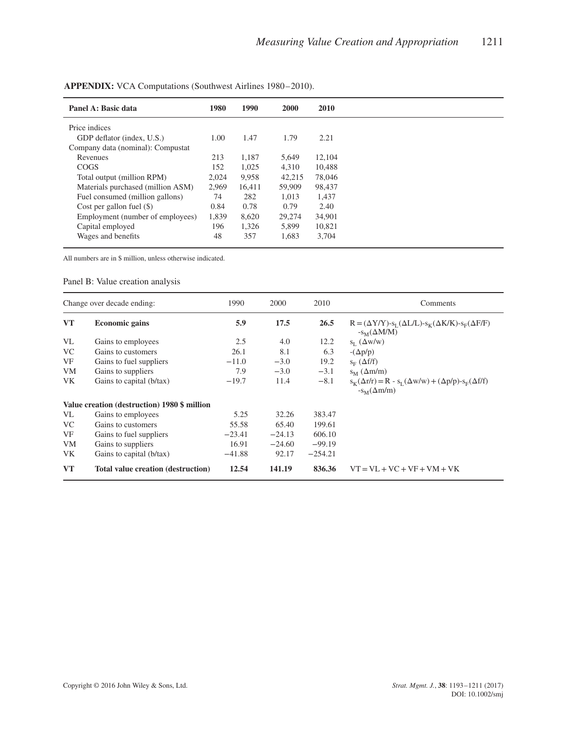**APPENDIX:** VCA Computations (Southwest Airlines 1980–2010).

| **Panel A: Basic data** | **1980** | **1990** | **2000** | **2010** |
|---|---|---|---|---|
| Price indices | | | | |
| GDP deflator (index, U.S.) | 1.00 | 1.47 | 1.79 | 2.21 |
| Company data (nominal): Compustat | | | | |
| Revenues | 213 | 1,187 | 5,649 | 12,104 |
| COGS | 152 | 1,025 | 4,310 | 10,488 |
| Total output (million RPM) | 2,024 | 9,958 | 42,215 | 78,046 |
| Materials purchased (million ASM) | 2,969 | 16,411 | 59,909 | 98,437 |
| Fuel consumed (million gallons) | 74 | 282 | 1,013 | 1,437 |
| Cost per gallon fuel ($) | 0.84 | 0.78 | 0.79 | 2.40 |
| Employment (number of employees) | 1,839 | 8,620 | 29,274 | 34,901 |
| Capital employed | 196 | 1,326 | 5,899 | 10,821 |
| Wages and benefits | 48 | 357 | 1,683 | 3,704 |

All numbers are in $ million, unless otherwise indicated.

Panel B: Value creation analysis

| Change over decade ending: | | 1990 | 2000 | 2010 | Comments |
|---|---|---|---|---|---|
| **VT** | **Economic gains** | **5.9** | **17.5** | **26.5** | $R = (\Delta Y/Y) - s_L(\Delta L/L) - s_K(\Delta K/K) - s_F(\Delta F/F) - s_M(\Delta M/M)$ |
| VL | Gains to employees | 2.5 | 4.0 | 12.2 | $s_L\ (\Delta w/w)$ |
| VC | Gains to customers | 26.1 | 8.1 | 6.3 | $-(\Delta p/p)$ |
| VF | Gains to fuel suppliers | −11.0 | −3.0 | 19.2 | $s_F\ (\Delta f/f)$ |
| VM | Gains to suppliers | 7.9 | −3.0 | −3.1 | $s_M\ (\Delta m/m)$ |
| VK | Gains to capital (b/tax) | −19.7 | 11.4 | −8.1 | $s_K(\Delta r/r) = R - s_L(\Delta w/w) + (\Delta p/p) - s_F(\Delta f/f) - s_M(\Delta m/m)$ |
| **Value creation (destruction) 1980 $ million** | | | | | |
| VL | Gains to employees | 5.25 | 32.26 | 383.47 | |
| VC | Gains to customers | 55.58 | 65.40 | 199.61 | |
| VF | Gains to fuel suppliers | −23.41 | −24.13 | 606.10 | |
| VM | Gains to suppliers | 16.91 | −24.60 | −99.19 | |
| VK | Gains to capital (b/tax) | −41.88 | 92.17 | −254.21 | |
| **VT** | **Total value creation (destruction)** | **12.54** | **141.19** | **836.36** | $VT = VL + VC + VF + VM + VK$ |